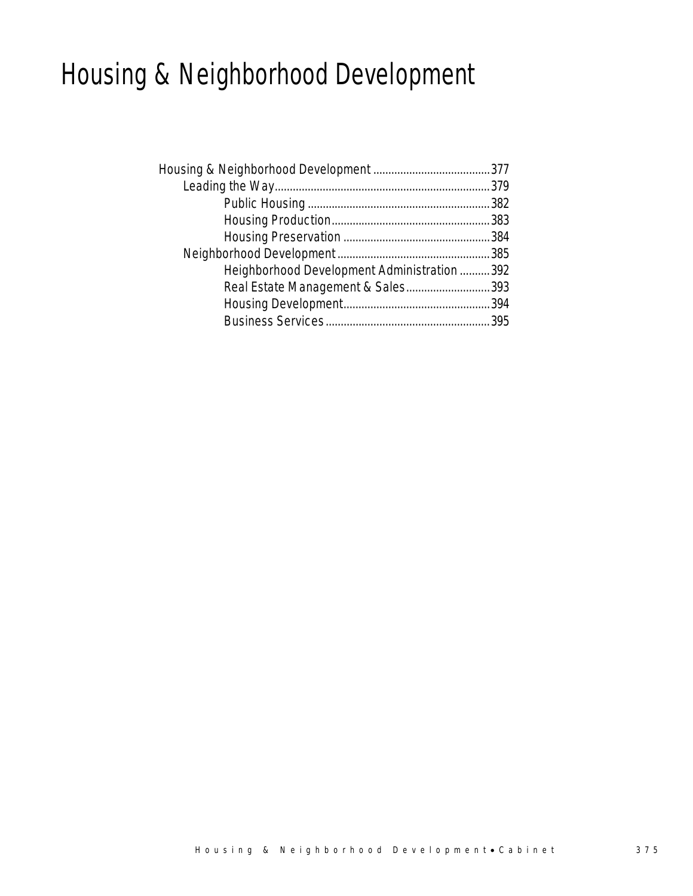# Housing & Neighborhood Development

- Housing & Neighborhood Development ....................................... 377
  - Leading the Way ....................................... 379
    - Public Housing ....................................... 382
    - Housing Production ....................................... 383
    - Housing Preservation ....................................... 384
  - Neighborhood Development ....................................... 385
    - Neighborhood Development Administration ....................................... 392
    - Real Estate Management & Sales ....................................... 393
    - Housing Development ....................................... 394
    - Business Services ....................................... 395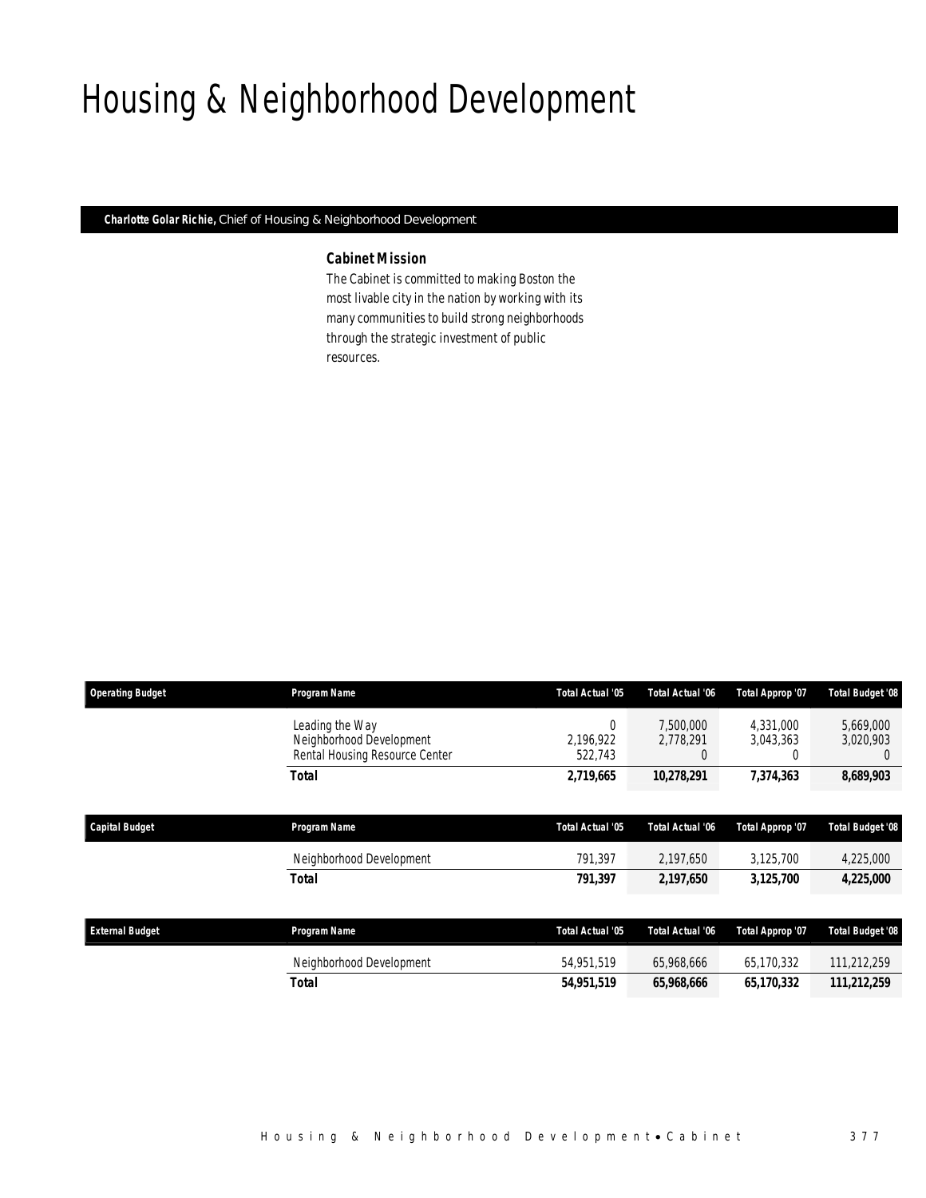# Housing & Neighborhood Development

**Charlotte Golar Richie,** Chief of Housing & Neighborhood Development

### Cabinet Mission

The Cabinet is committed to making Boston the most livable city in the nation by working with its many communities to build strong neighborhoods through the strategic investment of public resources.

| Operating Budget | Program Name | Total Actual '05 | Total Actual '06 | Total Approp '07 | Total Budget '08 |
|---|---|---|---|---|---|
| | Leading the Way | 0 | 7,500,000 | 4,331,000 | 5,669,000 |
| | Neighborhood Development | 2,196,922 | 2,778,291 | 3,043,363 | 3,020,903 |
| | Rental Housing Resource Center | 522,743 | 0 | 0 | 0 |
| | **Total** | **2,719,665** | **10,278,291** | **7,374,363** | **8,689,903** |

| Capital Budget | Program Name | Total Actual '05 | Total Actual '06 | Total Approp '07 | Total Budget '08 |
|---|---|---|---|---|---|
| | Neighborhood Development | 791,397 | 2,197,650 | 3,125,700 | 4,225,000 |
| | **Total** | **791,397** | **2,197,650** | **3,125,700** | **4,225,000** |

| External Budget | Program Name | Total Actual '05 | Total Actual '06 | Total Approp '07 | Total Budget '08 |
|---|---|---|---|---|---|
| | Neighborhood Development | 54,951,519 | 65,968,666 | 65,170,332 | 111,212,259 |
| | **Total** | **54,951,519** | **65,968,666** | **65,170,332** | **111,212,259** |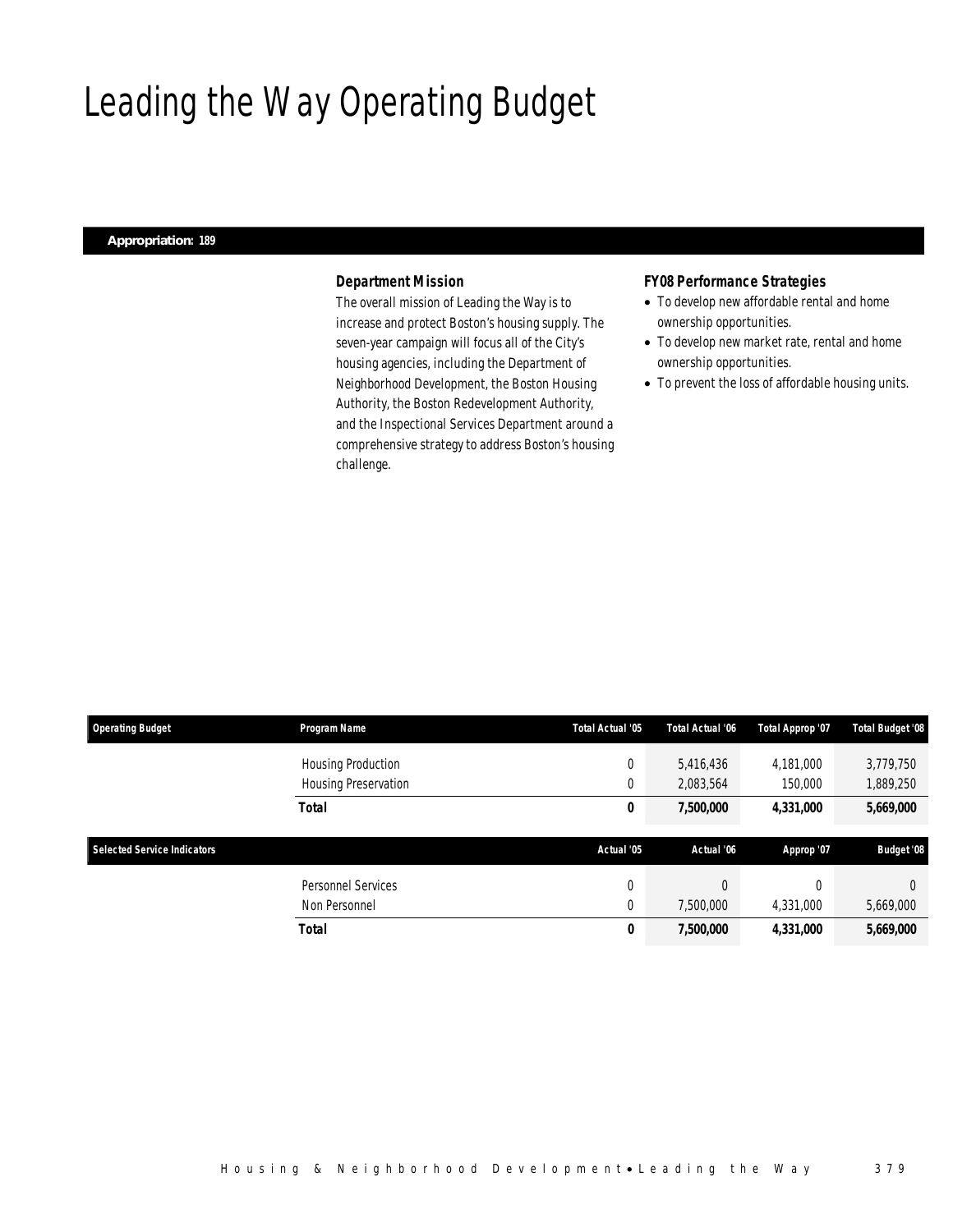# Leading the Way Operating Budget

**Appropriation: 189**

### Department Mission

*The overall mission of Leading the Way is to increase and protect Boston's housing supply. The seven-year campaign will focus all of the City's housing agencies, including the Department of Neighborhood Development, the Boston Housing Authority, the Boston Redevelopment Authority, and the Inspectional Services Department around a comprehensive strategy to address Boston's housing challenge.*

### FY08 Performance Strategies

- To develop new affordable rental and home ownership opportunities.
- To develop new market rate, rental and home ownership opportunities.
- To prevent the loss of affordable housing units.

| Operating Budget | Program Name | Total Actual '05 | Total Actual '06 | Total Approp '07 | Total Budget '08 |
|---|---|---|---|---|---|
| | Housing Production | 0 | 5,416,436 | 4,181,000 | 3,779,750 |
| | Housing Preservation | 0 | 2,083,564 | 150,000 | 1,889,250 |
| | **Total** | **0** | **7,500,000** | **4,331,000** | **5,669,000** |

| Selected Service Indicators | | Actual '05 | Actual '06 | Approp '07 | Budget '08 |
|---|---|---|---|---|---|
| | Personnel Services | 0 | 0 | 0 | 0 |
| | Non Personnel | 0 | 7,500,000 | 4,331,000 | 5,669,000 |
| | **Total** | **0** | **7,500,000** | **4,331,000** | **5,669,000** |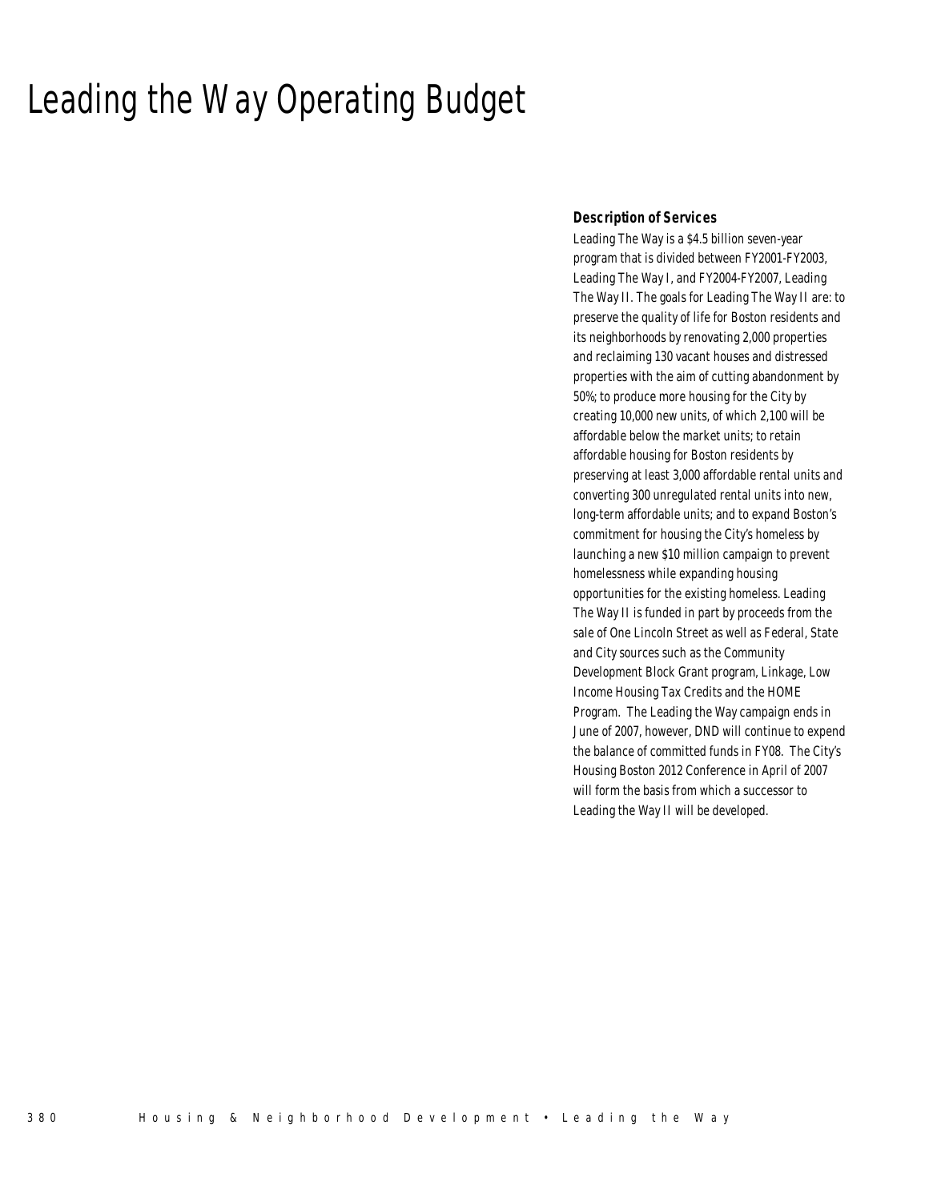# Leading the Way Operating Budget

### Description of Services

Leading The Way is a $4.5 billion seven-year program that is divided between FY2001-FY2003, Leading The Way I, and FY2004-FY2007, Leading The Way II. The goals for Leading The Way II are: to preserve the quality of life for Boston residents and its neighborhoods by renovating 2,000 properties and reclaiming 130 vacant houses and distressed properties with the aim of cutting abandonment by 50%; to produce more housing for the City by creating 10,000 new units, of which 2,100 will be affordable below the market units; to retain affordable housing for Boston residents by preserving at least 3,000 affordable rental units and converting 300 unregulated rental units into new, long-term affordable units; and to expand Boston's commitment for housing the City's homeless by launching a new $10 million campaign to prevent homelessness while expanding housing opportunities for the existing homeless. Leading The Way II is funded in part by proceeds from the sale of One Lincoln Street as well as Federal, State and City sources such as the Community Development Block Grant program, Linkage, Low Income Housing Tax Credits and the HOME Program. The Leading the Way campaign ends in June of 2007, however, DND will continue to expend the balance of committed funds in FY08. The City's Housing Boston 2012 Conference in April of 2007 will form the basis from which a successor to Leading the Way II will be developed.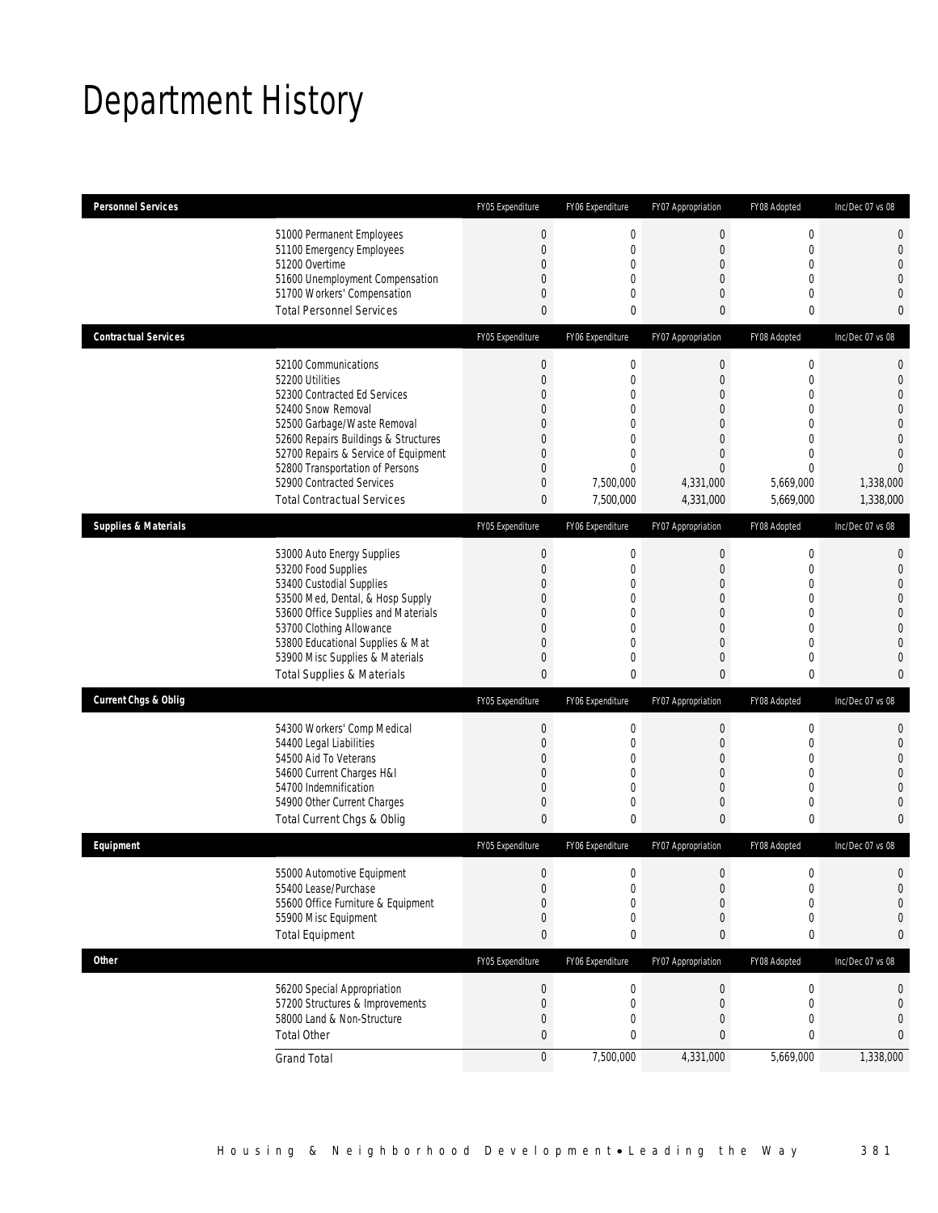# Department History

| Personnel Services | | FY05 Expenditure | FY06 Expenditure | FY07 Appropriation | FY08 Adopted | Inc/Dec 07 vs 08 |
|---|---|---|---|---|---|---|
| | 51000 Permanent Employees | 0 | 0 | 0 | 0 | 0 |
| | 51100 Emergency Employees | 0 | 0 | 0 | 0 | 0 |
| | 51200 Overtime | 0 | 0 | 0 | 0 | 0 |
| | 51600 Unemployment Compensation | 0 | 0 | 0 | 0 | 0 |
| | 51700 Workers' Compensation | 0 | 0 | 0 | 0 | 0 |
| | Total Personnel Services | 0 | 0 | 0 | 0 | 0 |

| Contractual Services | | FY05 Expenditure | FY06 Expenditure | FY07 Appropriation | FY08 Adopted | Inc/Dec 07 vs 08 |
|---|---|---|---|---|---|---|
| | 52100 Communications | 0 | 0 | 0 | 0 | 0 |
| | 52200 Utilities | 0 | 0 | 0 | 0 | 0 |
| | 52300 Contracted Ed Services | 0 | 0 | 0 | 0 | 0 |
| | 52400 Snow Removal | 0 | 0 | 0 | 0 | 0 |
| | 52500 Garbage/Waste Removal | 0 | 0 | 0 | 0 | 0 |
| | 52600 Repairs Buildings & Structures | 0 | 0 | 0 | 0 | 0 |
| | 52700 Repairs & Service of Equipment | 0 | 0 | 0 | 0 | 0 |
| | 52800 Transportation of Persons | 0 | 0 | 0 | 0 | 0 |
| | 52900 Contracted Services | 0 | 7,500,000 | 4,331,000 | 5,669,000 | 1,338,000 |
| | Total Contractual Services | 0 | 7,500,000 | 4,331,000 | 5,669,000 | 1,338,000 |

| Supplies & Materials | | FY05 Expenditure | FY06 Expenditure | FY07 Appropriation | FY08 Adopted | Inc/Dec 07 vs 08 |
|---|---|---|---|---|---|---|
| | 53000 Auto Energy Supplies | 0 | 0 | 0 | 0 | 0 |
| | 53200 Food Supplies | 0 | 0 | 0 | 0 | 0 |
| | 53400 Custodial Supplies | 0 | 0 | 0 | 0 | 0 |
| | 53500 Med, Dental, & Hosp Supply | 0 | 0 | 0 | 0 | 0 |
| | 53600 Office Supplies and Materials | 0 | 0 | 0 | 0 | 0 |
| | 53700 Clothing Allowance | 0 | 0 | 0 | 0 | 0 |
| | 53800 Educational Supplies & Mat | 0 | 0 | 0 | 0 | 0 |
| | 53900 Misc Supplies & Materials | 0 | 0 | 0 | 0 | 0 |
| | Total Supplies & Materials | 0 | 0 | 0 | 0 | 0 |

| Current Chgs & Oblig | | FY05 Expenditure | FY06 Expenditure | FY07 Appropriation | FY08 Adopted | Inc/Dec 07 vs 08 |
|---|---|---|---|---|---|---|
| | 54300 Workers' Comp Medical | 0 | 0 | 0 | 0 | 0 |
| | 54400 Legal Liabilities | 0 | 0 | 0 | 0 | 0 |
| | 54500 Aid To Veterans | 0 | 0 | 0 | 0 | 0 |
| | 54600 Current Charges H&I | 0 | 0 | 0 | 0 | 0 |
| | 54700 Indemnification | 0 | 0 | 0 | 0 | 0 |
| | 54900 Other Current Charges | 0 | 0 | 0 | 0 | 0 |
| | Total Current Chgs & Oblig | 0 | 0 | 0 | 0 | 0 |

| Equipment | | FY05 Expenditure | FY06 Expenditure | FY07 Appropriation | FY08 Adopted | Inc/Dec 07 vs 08 |
|---|---|---|---|---|---|---|
| | 55000 Automotive Equipment | 0 | 0 | 0 | 0 | 0 |
| | 55400 Lease/Purchase | 0 | 0 | 0 | 0 | 0 |
| | 55600 Office Furniture & Equipment | 0 | 0 | 0 | 0 | 0 |
| | 55900 Misc Equipment | 0 | 0 | 0 | 0 | 0 |
| | Total Equipment | 0 | 0 | 0 | 0 | 0 |

| Other | | FY05 Expenditure | FY06 Expenditure | FY07 Appropriation | FY08 Adopted | Inc/Dec 07 vs 08 |
|---|---|---|---|---|---|---|
| | 56200 Special Appropriation | 0 | 0 | 0 | 0 | 0 |
| | 57200 Structures & Improvements | 0 | 0 | 0 | 0 | 0 |
| | 58000 Land & Non-Structure | 0 | 0 | 0 | 0 | 0 |
| | Total Other | 0 | 0 | 0 | 0 | 0 |
| | Grand Total | 0 | 7,500,000 | 4,331,000 | 5,669,000 | 1,338,000 |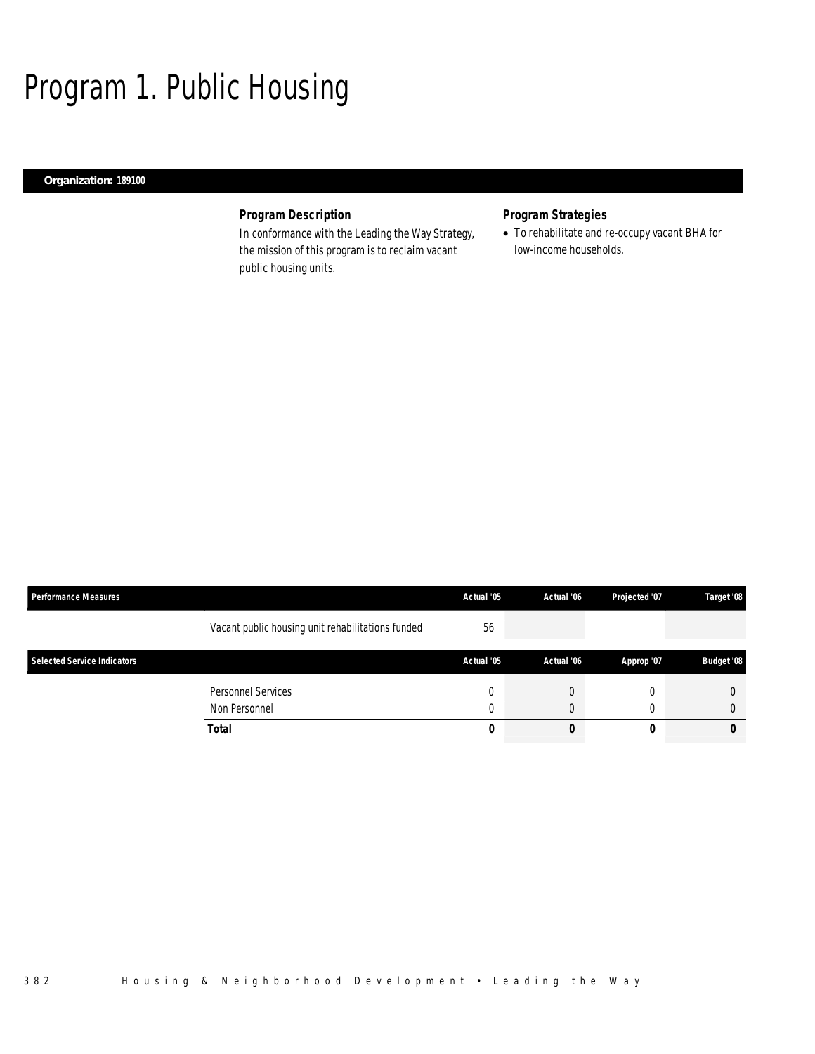# Program 1. Public Housing

**Organization: 189100**

### *Program Description*

*In conformance with the Leading the Way Strategy, the mission of this program is to reclaim vacant public housing units.*

### *Program Strategies*

- *To rehabilitate and re-occupy vacant BHA for low-income households.*

| Performance Measures | | Actual '05 | Actual '06 | Projected '07 | Target '08 |
|---|---|---|---|---|---|
| | Vacant public housing unit rehabilitations funded | 56 | | | |

| Selected Service Indicators | | Actual '05 | Actual '06 | Approp '07 | Budget '08 |
|---|---|---|---|---|---|
| | Personnel Services | 0 | 0 | 0 | 0 |
| | Non Personnel | 0 | 0 | 0 | 0 |
| | **Total** | **0** | **0** | **0** | **0** |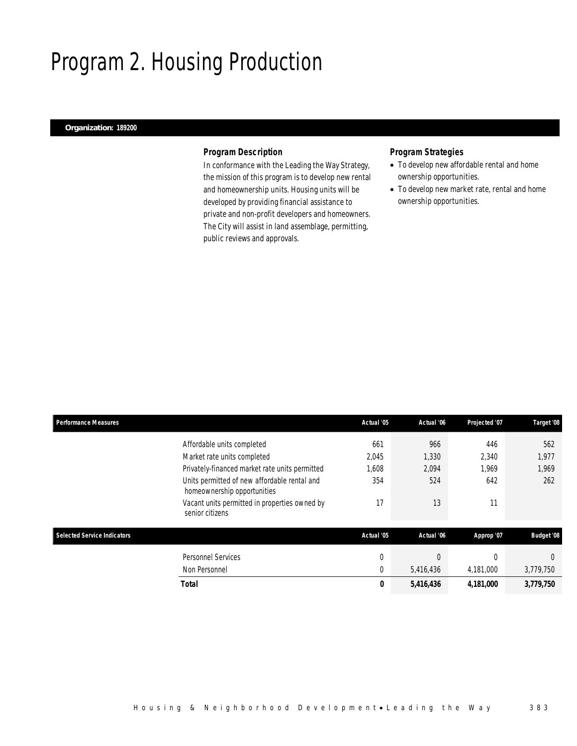# Program 2. Housing Production

**Organization: 189200**

### *Program Description*

In conformance with the Leading the Way Strategy, the mission of this program is to develop new rental and homeownership units. Housing units will be developed by providing financial assistance to private and non-profit developers and homeowners. The City will assist in land assemblage, permitting, public reviews and approvals.

### *Program Strategies*

- To develop new affordable rental and home ownership opportunities.
- To develop new market rate, rental and home ownership opportunities.

| Performance Measures | Actual '05 | Actual '06 | Projected '07 | Target '08 |
|---|---|---|---|---|
| Affordable units completed | 661 | 966 | 446 | 562 |
| Market rate units completed | 2,045 | 1,330 | 2,340 | 1,977 |
| Privately-financed market rate units permitted | 1,608 | 2,094 | 1,969 | 1,969 |
| Units permitted of new affordable rental and homeownership opportunities | 354 | 524 | 642 | 262 |
| Vacant units permitted in properties owned by senior citizens | 17 | 13 | 11 | |

| Selected Service Indicators | Actual '05 | Actual '06 | Approp '07 | Budget '08 |
|---|---|---|---|---|
| Personnel Services | 0 | 0 | 0 | 0 |
| Non Personnel | 0 | 5,416,436 | 4,181,000 | 3,779,750 |
| **Total** | **0** | **5,416,436** | **4,181,000** | **3,779,750** |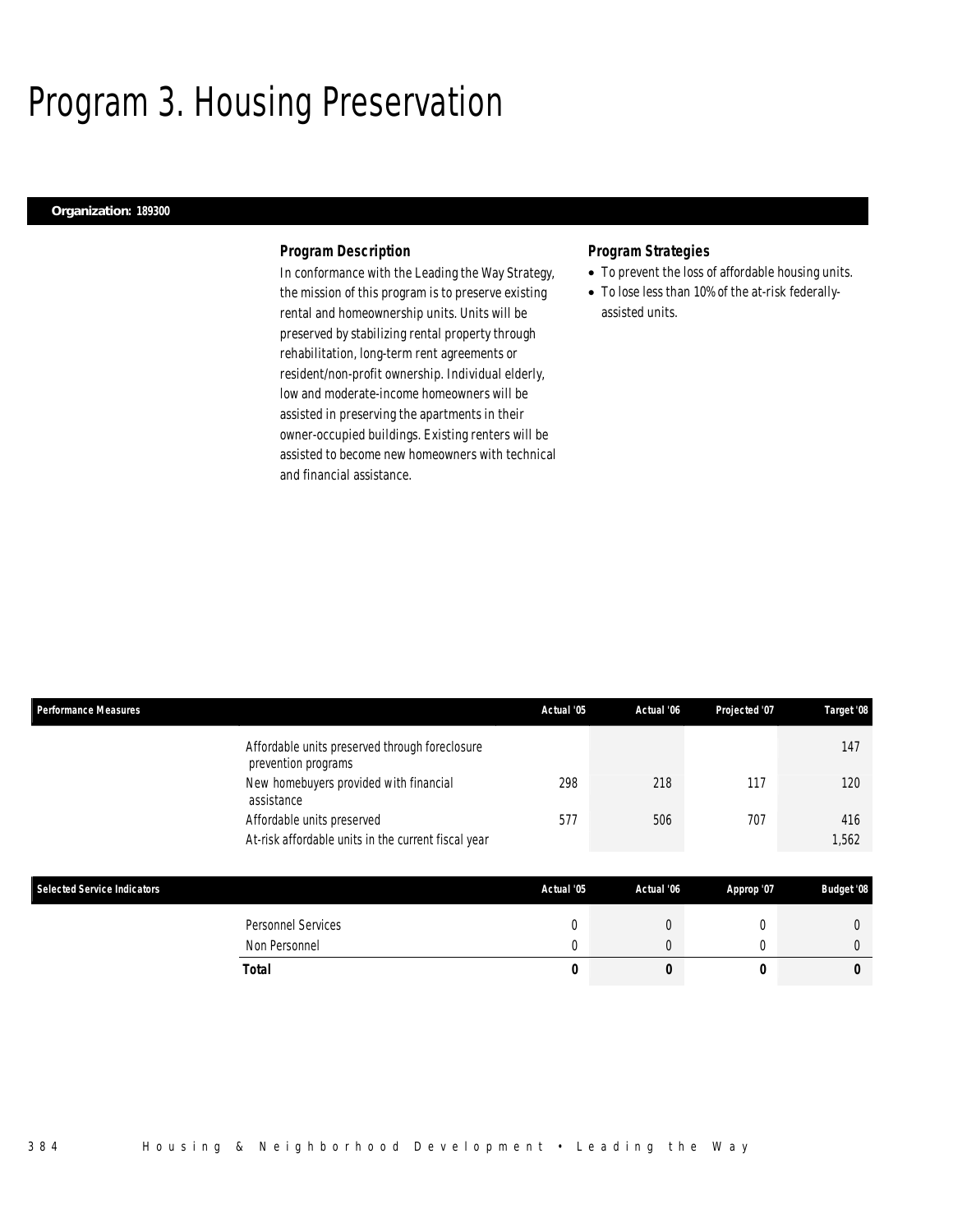# Program 3. Housing Preservation

**Organization: 189300**

### Program Description

In conformance with the Leading the Way Strategy, the mission of this program is to preserve existing rental and homeownership units. Units will be preserved by stabilizing rental property through rehabilitation, long-term rent agreements or resident/non-profit ownership. Individual elderly, low and moderate-income homeowners will be assisted in preserving the apartments in their owner-occupied buildings. Existing renters will be assisted to become new homeowners with technical and financial assistance.

### Program Strategies

- To prevent the loss of affordable housing units.
- To lose less than 10% of the at-risk federally-assisted units.

| Performance Measures | Actual '05 | Actual '06 | Projected '07 | Target '08 |
|---|---|---|---|---|
| Affordable units preserved through foreclosure prevention programs | | | | 147 |
| New homebuyers provided with financial assistance | 298 | 218 | 117 | 120 |
| Affordable units preserved | 577 | 506 | 707 | 416 |
| At-risk affordable units in the current fiscal year | | | | 1,562 |

| Selected Service Indicators | Actual '05 | Actual '06 | Approp '07 | Budget '08 |
|---|---|---|---|---|
| Personnel Services | 0 | 0 | 0 | 0 |
| Non Personnel | 0 | 0 | 0 | 0 |
| **Total** | **0** | **0** | **0** | **0** |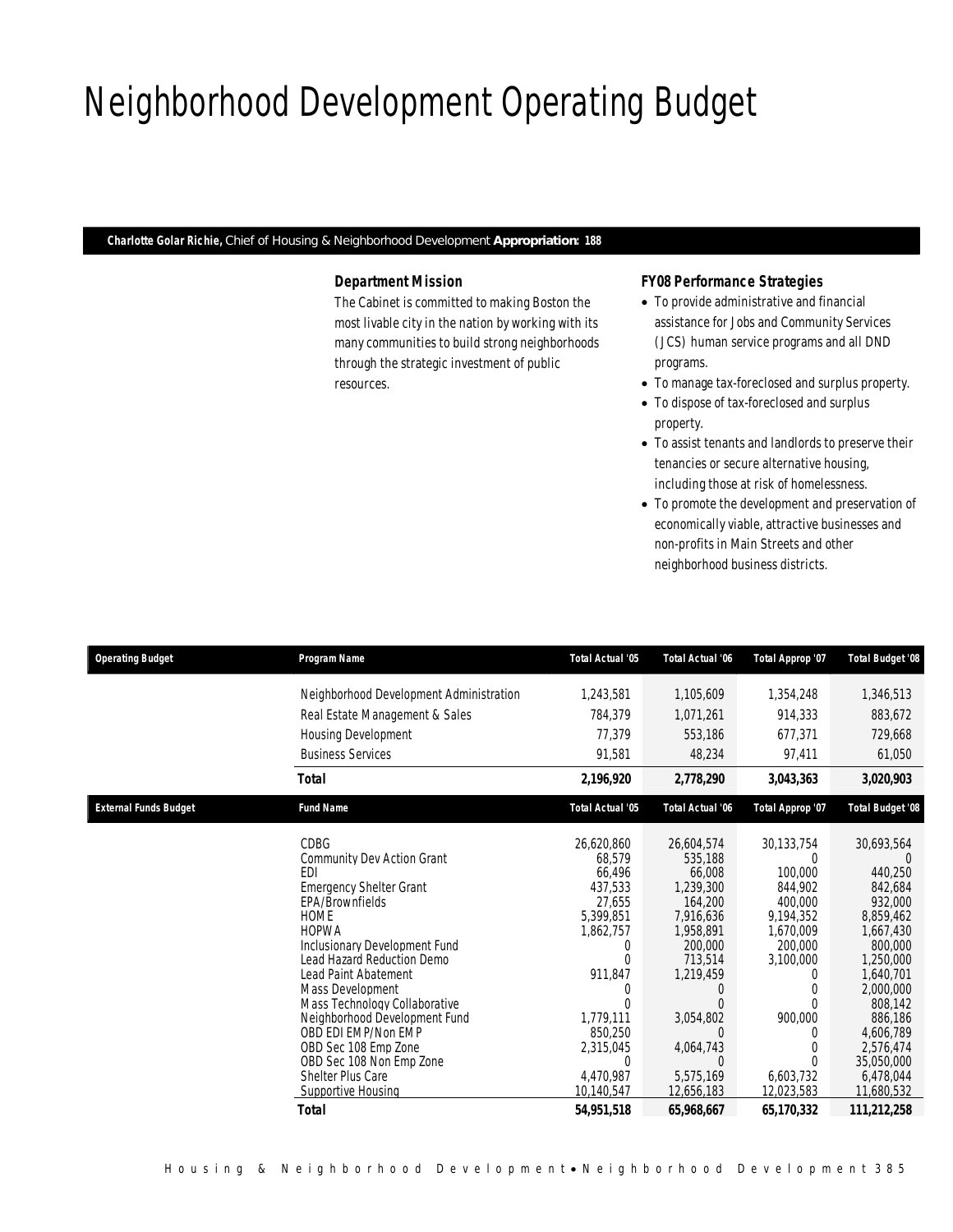# Neighborhood Development Operating Budget

**Charlotte Golar Richie,** Chief of Housing & Neighborhood Development **Appropriation: 188**

### Department Mission

The Cabinet is committed to making Boston the most livable city in the nation by working with its many communities to build strong neighborhoods through the strategic investment of public resources.

### FY08 Performance Strategies

- To provide administrative and financial assistance for Jobs and Community Services (JCS) human service programs and all DND programs.
- To manage tax-foreclosed and surplus property.
- To dispose of tax-foreclosed and surplus property.
- To assist tenants and landlords to preserve their tenancies or secure alternative housing, including those at risk of homelessness.
- To promote the development and preservation of economically viable, attractive businesses and non-profits in Main Streets and other neighborhood business districts.

| Operating Budget | Program Name | Total Actual '05 | Total Actual '06 | Total Approp '07 | Total Budget '08 |
|---|---|---|---|---|---|
| | Neighborhood Development Administration | 1,243,581 | 1,105,609 | 1,354,248 | 1,346,513 |
| | Real Estate Management & Sales | 784,379 | 1,071,261 | 914,333 | 883,672 |
| | Housing Development | 77,379 | 553,186 | 677,371 | 729,668 |
| | Business Services | 91,581 | 48,234 | 97,411 | 61,050 |
| | **Total** | **2,196,920** | **2,778,290** | **3,043,363** | **3,020,903** |

| External Funds Budget | Fund Name | Total Actual '05 | Total Actual '06 | Total Approp '07 | Total Budget '08 |
|---|---|---|---|---|---|
| | CDBG | 26,620,860 | 26,604,574 | 30,133,754 | 30,693,564 |
| | Community Dev Action Grant | 68,579 | 535,188 | 0 | 0 |
| | EDI | 66,496 | 66,008 | 100,000 | 440,250 |
| | Emergency Shelter Grant | 437,533 | 1,239,300 | 844,902 | 842,684 |
| | EPA/Brownfields | 27,655 | 164,200 | 400,000 | 932,000 |
| | HOME | 5,399,851 | 7,916,636 | 9,194,352 | 8,859,462 |
| | HOPWA | 1,862,757 | 1,958,891 | 1,670,009 | 1,667,430 |
| | Inclusionary Development Fund | 0 | 200,000 | 200,000 | 800,000 |
| | Lead Hazard Reduction Demo | 0 | 713,514 | 3,100,000 | 1,250,000 |
| | Lead Paint Abatement | 911,847 | 1,219,459 | 0 | 1,640,701 |
| | Mass Development | 0 | 0 | 0 | 2,000,000 |
| | Mass Technology Collaborative | 0 | 0 | 0 | 808,142 |
| | Neighborhood Development Fund | 1,779,111 | 3,054,802 | 900,000 | 886,186 |
| | OBD EDI EMP/Non EMP | 850,250 | 0 | 0 | 4,606,789 |
| | OBD Sec 108 Emp Zone | 2,315,045 | 4,064,743 | 0 | 2,576,474 |
| | OBD Sec 108 Non Emp Zone | 0 | 0 | 0 | 35,050,000 |
| | Shelter Plus Care | 4,470,987 | 5,575,169 | 6,603,732 | 6,478,044 |
| | Supportive Housing | 10,140,547 | 12,656,183 | 12,023,583 | 11,680,532 |
| | **Total** | **54,951,518** | **65,968,667** | **65,170,332** | **111,212,258** |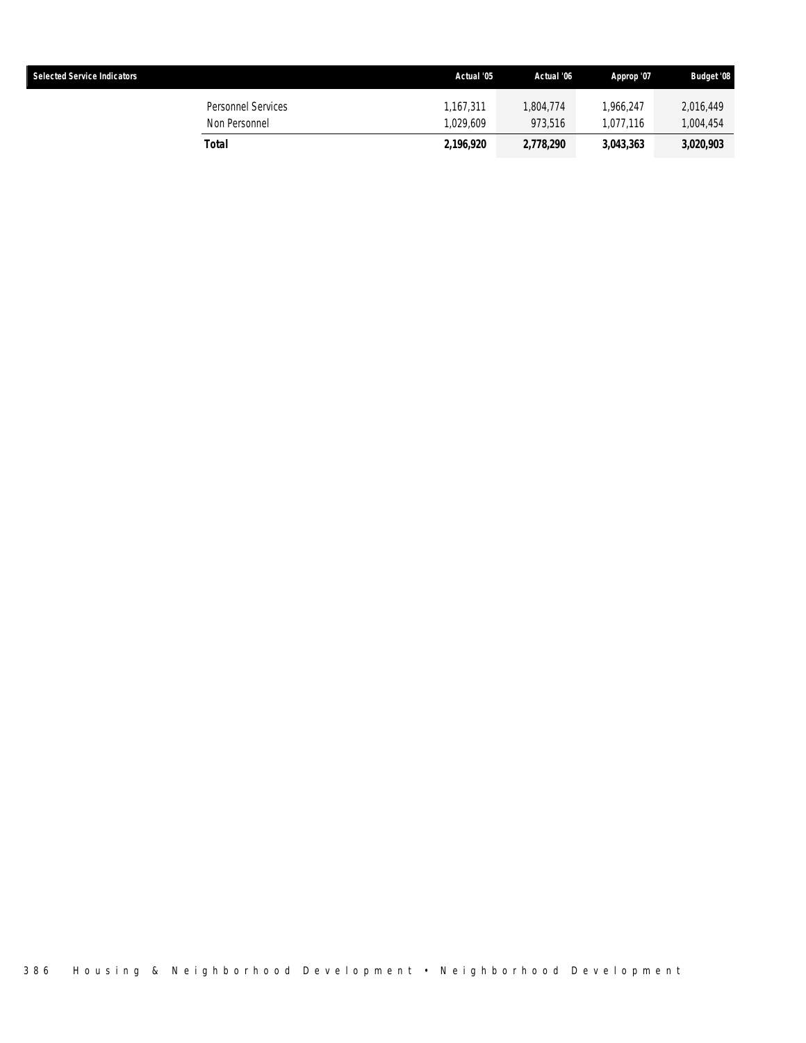| Selected Service Indicators | Actual '05 | Actual '06 | Approp '07 | Budget '08 |
|---|---|---|---|---|
| Personnel Services | 1,167,311 | 1,804,774 | 1,966,247 | 2,016,449 |
| Non Personnel | 1,029,609 | 973,516 | 1,077,116 | 1,004,454 |
| **Total** | **2,196,920** | **2,778,290** | **3,043,363** | **3,020,903** |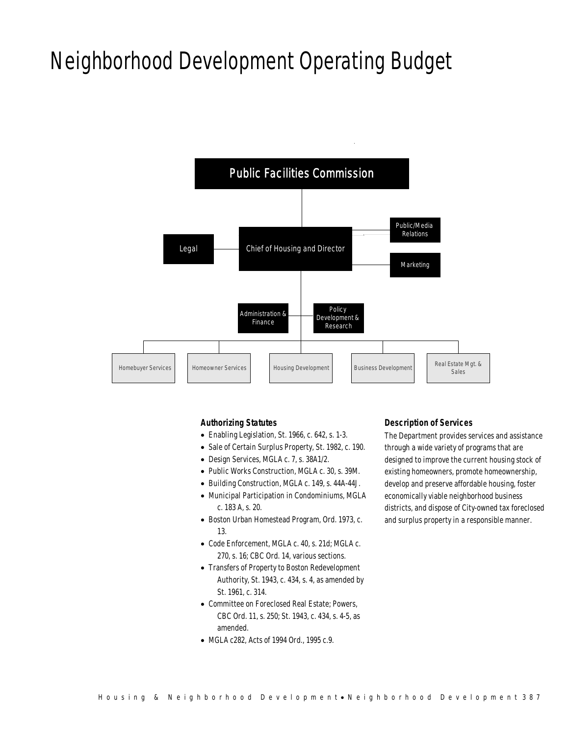# Neighborhood Development Operating Budget

Public Facilities Commission

Legal

Chief of Housing and Director

Public/Media Relations

Marketing

Administration & Finance

Policy Development & Research

Homebuyer Services

Homeowner Services

Housing Development

Business Development

Real Estate Mgt. & Sales

### Authorizing Statutes

- Enabling Legislation, St. 1966, c. 642, s. 1-3.
- Sale of Certain Surplus Property, St. 1982, c. 190.
- Design Services, MGLA c. 7, s. 38A1/2.
- Public Works Construction, MGLA c. 30, s. 39M.
- Building Construction, MGLA c. 149, s. 44A-44J.
- Municipal Participation in Condominiums, MGLA c. 183 A, s. 20.
- Boston Urban Homestead Program, Ord. 1973, c. 13.
- Code Enforcement, MGLA c. 40, s. 21d; MGLA c. 270, s. 16; CBC Ord. 14, various sections.
- Transfers of Property to Boston Redevelopment Authority, St. 1943, c. 434, s. 4, as amended by St. 1961, c. 314.
- Committee on Foreclosed Real Estate; Powers, CBC Ord. 11, s. 250; St. 1943, c. 434, s. 4-5, as amended.
- MGLA c282, Acts of 1994 Ord., 1995 c.9.

### Description of Services

The Department provides services and assistance through a wide variety of programs that are designed to improve the current housing stock of existing homeowners, promote homeownership, develop and preserve affordable housing, foster economically viable neighborhood business districts, and dispose of City-owned tax foreclosed and surplus property in a responsible manner.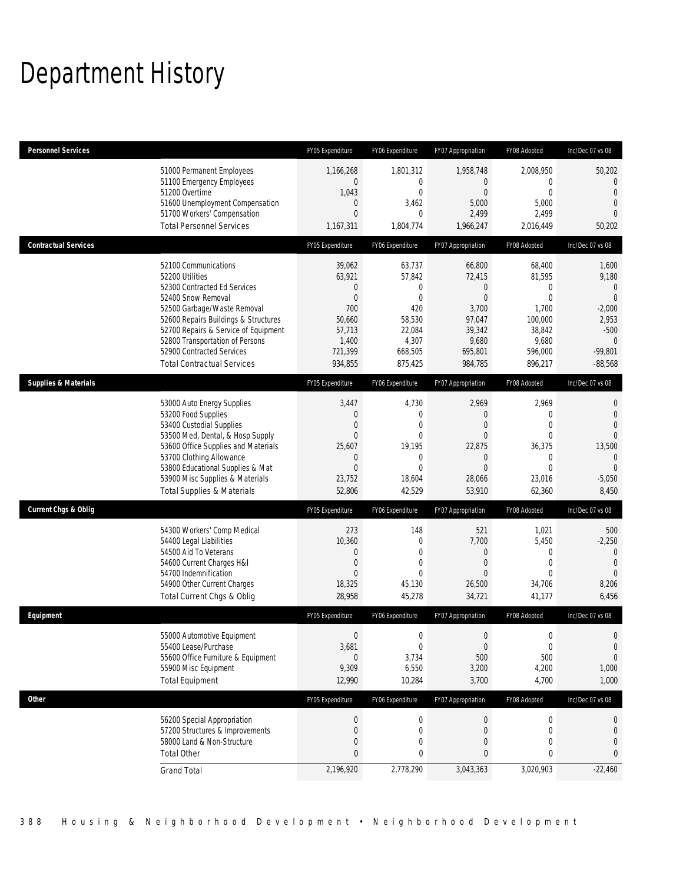# Department History

| Personnel Services | FY05 Expenditure | FY06 Expenditure | FY07 Appropriation | FY08 Adopted | Inc/Dec 07 vs 08 |
|---|---|---|---|---|---|
| 51000 Permanent Employees | 1,166,268 | 1,801,312 | 1,958,748 | 2,008,950 | 50,202 |
| 51100 Emergency Employees | 0 | 0 | 0 | 0 | 0 |
| 51200 Overtime | 1,043 | 0 | 0 | 0 | 0 |
| 51600 Unemployment Compensation | 0 | 3,462 | 5,000 | 5,000 | 0 |
| 51700 Workers' Compensation | 0 | 0 | 2,499 | 2,499 | 0 |
| Total Personnel Services | 1,167,311 | 1,804,774 | 1,966,247 | 2,016,449 | 50,202 |

| Contractual Services | FY05 Expenditure | FY06 Expenditure | FY07 Appropriation | FY08 Adopted | Inc/Dec 07 vs 08 |
|---|---|---|---|---|---|
| 52100 Communications | 39,062 | 63,737 | 66,800 | 68,400 | 1,600 |
| 52200 Utilities | 63,921 | 57,842 | 72,415 | 81,595 | 9,180 |
| 52300 Contracted Ed Services | 0 | 0 | 0 | 0 | 0 |
| 52400 Snow Removal | 0 | 0 | 0 | 0 | 0 |
| 52500 Garbage/Waste Removal | 700 | 420 | 3,700 | 1,700 | -2,000 |
| 52600 Repairs Buildings & Structures | 50,660 | 58,530 | 97,047 | 100,000 | 2,953 |
| 52700 Repairs & Service of Equipment | 57,713 | 22,084 | 39,342 | 38,842 | -500 |
| 52800 Transportation of Persons | 1,400 | 4,307 | 9,680 | 9,680 | 0 |
| 52900 Contracted Services | 721,399 | 668,505 | 695,801 | 596,000 | -99,801 |
| Total Contractual Services | 934,855 | 875,425 | 984,785 | 896,217 | -88,568 |

| Supplies & Materials | FY05 Expenditure | FY06 Expenditure | FY07 Appropriation | FY08 Adopted | Inc/Dec 07 vs 08 |
|---|---|---|---|---|---|
| 53000 Auto Energy Supplies | 3,447 | 4,730 | 2,969 | 2,969 | 0 |
| 53200 Food Supplies | 0 | 0 | 0 | 0 | 0 |
| 53400 Custodial Supplies | 0 | 0 | 0 | 0 | 0 |
| 53500 Med, Dental, & Hosp Supply | 0 | 0 | 0 | 0 | 0 |
| 53600 Office Supplies and Materials | 25,607 | 19,195 | 22,875 | 36,375 | 13,500 |
| 53700 Clothing Allowance | 0 | 0 | 0 | 0 | 0 |
| 53800 Educational Supplies & Mat | 0 | 0 | 0 | 0 | 0 |
| 53900 Misc Supplies & Materials | 23,752 | 18,604 | 28,066 | 23,016 | -5,050 |
| Total Supplies & Materials | 52,806 | 42,529 | 53,910 | 62,360 | 8,450 |

| Current Chgs & Oblig | FY05 Expenditure | FY06 Expenditure | FY07 Appropriation | FY08 Adopted | Inc/Dec 07 vs 08 |
|---|---|---|---|---|---|
| 54300 Workers' Comp Medical | 273 | 148 | 521 | 1,021 | 500 |
| 54400 Legal Liabilities | 10,360 | 0 | 7,700 | 5,450 | -2,250 |
| 54500 Aid To Veterans | 0 | 0 | 0 | 0 | 0 |
| 54600 Current Charges H&I | 0 | 0 | 0 | 0 | 0 |
| 54700 Indemnification | 0 | 0 | 0 | 0 | 0 |
| 54900 Other Current Charges | 18,325 | 45,130 | 26,500 | 34,706 | 8,206 |
| Total Current Chgs & Oblig | 28,958 | 45,278 | 34,721 | 41,177 | 6,456 |

| Equipment | FY05 Expenditure | FY06 Expenditure | FY07 Appropriation | FY08 Adopted | Inc/Dec 07 vs 08 |
|---|---|---|---|---|---|
| 55000 Automotive Equipment | 0 | 0 | 0 | 0 | 0 |
| 55400 Lease/Purchase | 3,681 | 0 | 0 | 0 | 0 |
| 55600 Office Furniture & Equipment | 0 | 3,734 | 500 | 500 | 0 |
| 55900 Misc Equipment | 9,309 | 6,550 | 3,200 | 4,200 | 1,000 |
| Total Equipment | 12,990 | 10,284 | 3,700 | 4,700 | 1,000 |

| Other | FY05 Expenditure | FY06 Expenditure | FY07 Appropriation | FY08 Adopted | Inc/Dec 07 vs 08 |
|---|---|---|---|---|---|
| 56200 Special Appropriation | 0 | 0 | 0 | 0 | 0 |
| 57200 Structures & Improvements | 0 | 0 | 0 | 0 | 0 |
| 58000 Land & Non-Structure | 0 | 0 | 0 | 0 | 0 |
| Total Other | 0 | 0 | 0 | 0 | 0 |
| Grand Total | 2,196,920 | 2,778,290 | 3,043,363 | 3,020,903 | -22,460 |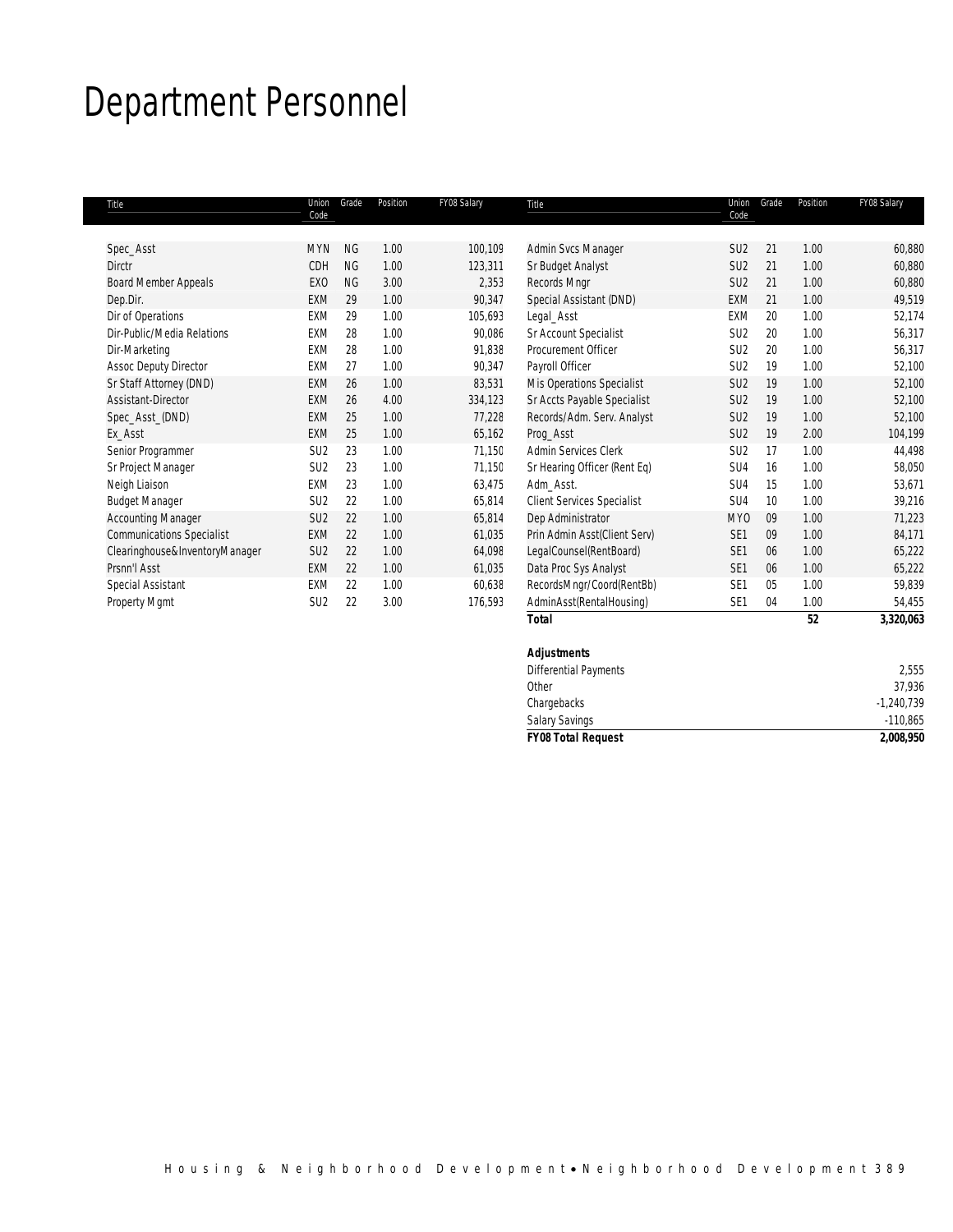# Department Personnel

| Title | Union Code | Grade | Position | FY08 Salary |
|---|---|---|---|---|
| Spec_Asst | MYN | NG | 1.00 | 100,109 |
| Dirctr | CDH | NG | 1.00 | 123,311 |
| Board Member Appeals | EXO | NG | 3.00 | 2,353 |
| Dep.Dir. | EXM | 29 | 1.00 | 90,347 |
| Dir of Operations | EXM | 29 | 1.00 | 105,693 |
| Dir-Public/Media Relations | EXM | 28 | 1.00 | 90,086 |
| Dir-Marketing | EXM | 28 | 1.00 | 91,838 |
| Assoc Deputy Director | EXM | 27 | 1.00 | 90,347 |
| Sr Staff Attorney (DND) | EXM | 26 | 1.00 | 83,531 |
| Assistant-Director | EXM | 26 | 4.00 | 334,123 |
| Spec_Asst_(DND) | EXM | 25 | 1.00 | 77,228 |
| Ex_Asst | EXM | 25 | 1.00 | 65,162 |
| Senior Programmer | SU2 | 23 | 1.00 | 71,150 |
| Sr Project Manager | SU2 | 23 | 1.00 | 71,150 |
| Neigh Liaison | EXM | 23 | 1.00 | 63,475 |
| Budget Manager | SU2 | 22 | 1.00 | 65,814 |
| Accounting Manager | SU2 | 22 | 1.00 | 65,814 |
| Communications Specialist | EXM | 22 | 1.00 | 61,035 |
| Clearinghouse&InventoryManager | SU2 | 22 | 1.00 | 64,098 |
| Prsnn'l Asst | EXM | 22 | 1.00 | 61,035 |
| Special Assistant | EXM | 22 | 1.00 | 60,638 |
| Property Mgmt | SU2 | 22 | 3.00 | 176,593 |
| Admin Svcs Manager | SU2 | 21 | 1.00 | 60,880 |
| Sr Budget Analyst | SU2 | 21 | 1.00 | 60,880 |
| Records Mngr | SU2 | 21 | 1.00 | 60,880 |
| Special Assistant (DND) | EXM | 21 | 1.00 | 49,519 |
| Legal_Asst | EXM | 20 | 1.00 | 52,174 |
| Sr Account Specialist | SU2 | 20 | 1.00 | 56,317 |
| Procurement Officer | SU2 | 20 | 1.00 | 56,317 |
| Payroll Officer | SU2 | 19 | 1.00 | 52,100 |
| Mis Operations Specialist | SU2 | 19 | 1.00 | 52,100 |
| Sr Accts Payable Specialist | SU2 | 19 | 1.00 | 52,100 |
| Records/Adm. Serv. Analyst | SU2 | 19 | 1.00 | 52,100 |
| Prog_Asst | SU2 | 19 | 2.00 | 104,199 |
| Admin Services Clerk | SU2 | 17 | 1.00 | 44,498 |
| Sr Hearing Officer (Rent Eq) | SU4 | 16 | 1.00 | 58,050 |
| Adm_Asst. | SU4 | 15 | 1.00 | 53,671 |
| Client Services Specialist | SU4 | 10 | 1.00 | 39,216 |
| Dep Administrator | MYO | 09 | 1.00 | 71,223 |
| Prin Admin Asst(Client Serv) | SE1 | 09 | 1.00 | 84,171 |
| LegalCounsel(RentBoard) | SE1 | 06 | 1.00 | 65,222 |
| Data Proc Sys Analyst | SE1 | 06 | 1.00 | 65,222 |
| RecordsMngr/Coord(RentBb) | SE1 | 05 | 1.00 | 59,839 |
| AdminAsst(RentalHousing) | SE1 | 04 | 1.00 | 54,455 |
| **Total** | | | **52** | **3,320,063** |

| **Adjustments** | |
|---|---|
| Differential Payments | 2,555 |
| Other | 37,936 |
| Chargebacks | -1,240,739 |
| Salary Savings | -110,865 |
| **FY08 Total Request** | **2,008,950** |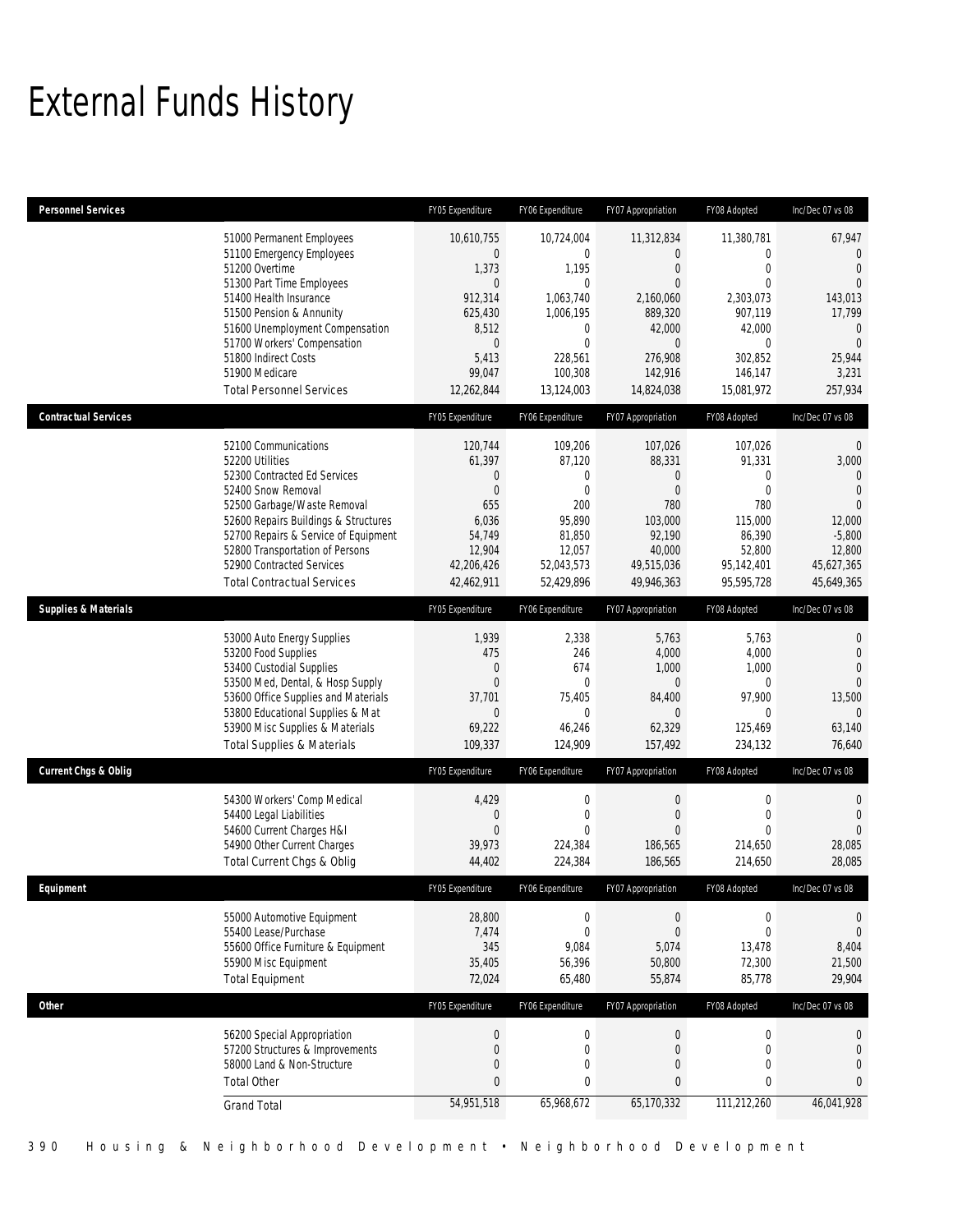# External Funds History

| Personnel Services | FY05 Expenditure | FY06 Expenditure | FY07 Appropriation | FY08 Adopted | Inc/Dec 07 vs 08 |
|---|---|---|---|---|---|
| 51000 Permanent Employees | 10,610,755 | 10,724,004 | 11,312,834 | 11,380,781 | 67,947 |
| 51100 Emergency Employees | 0 | 0 | 0 | 0 | 0 |
| 51200 Overtime | 1,373 | 1,195 | 0 | 0 | 0 |
| 51300 Part Time Employees | 0 | 0 | 0 | 0 | 0 |
| 51400 Health Insurance | 912,314 | 1,063,740 | 2,160,060 | 2,303,073 | 143,013 |
| 51500 Pension & Annunity | 625,430 | 1,006,195 | 889,320 | 907,119 | 17,799 |
| 51600 Unemployment Compensation | 8,512 | 0 | 42,000 | 42,000 | 0 |
| 51700 Workers' Compensation | 0 | 0 | 0 | 0 | 0 |
| 51800 Indirect Costs | 5,413 | 228,561 | 276,908 | 302,852 | 25,944 |
| 51900 Medicare | 99,047 | 100,308 | 142,916 | 146,147 | 3,231 |
| Total Personnel Services | 12,262,844 | 13,124,003 | 14,824,038 | 15,081,972 | 257,934 |

| Contractual Services | FY05 Expenditure | FY06 Expenditure | FY07 Appropriation | FY08 Adopted | Inc/Dec 07 vs 08 |
|---|---|---|---|---|---|
| 52100 Communications | 120,744 | 109,206 | 107,026 | 107,026 | 0 |
| 52200 Utilities | 61,397 | 87,120 | 88,331 | 91,331 | 3,000 |
| 52300 Contracted Ed Services | 0 | 0 | 0 | 0 | 0 |
| 52400 Snow Removal | 0 | 0 | 0 | 0 | 0 |
| 52500 Garbage/Waste Removal | 655 | 200 | 780 | 780 | 0 |
| 52600 Repairs Buildings & Structures | 6,036 | 95,890 | 103,000 | 115,000 | 12,000 |
| 52700 Repairs & Service of Equipment | 54,749 | 81,850 | 92,190 | 86,390 | -5,800 |
| 52800 Transportation of Persons | 12,904 | 12,057 | 40,000 | 52,800 | 12,800 |
| 52900 Contracted Services | 42,206,426 | 52,043,573 | 49,515,036 | 95,142,401 | 45,627,365 |
| Total Contractual Services | 42,462,911 | 52,429,896 | 49,946,363 | 95,595,728 | 45,649,365 |

| Supplies & Materials | FY05 Expenditure | FY06 Expenditure | FY07 Appropriation | FY08 Adopted | Inc/Dec 07 vs 08 |
|---|---|---|---|---|---|
| 53000 Auto Energy Supplies | 1,939 | 2,338 | 5,763 | 5,763 | 0 |
| 53200 Food Supplies | 475 | 246 | 4,000 | 4,000 | 0 |
| 53400 Custodial Supplies | 0 | 674 | 1,000 | 1,000 | 0 |
| 53500 Med, Dental, & Hosp Supply | 0 | 0 | 0 | 0 | 0 |
| 53600 Office Supplies and Materials | 37,701 | 75,405 | 84,400 | 97,900 | 13,500 |
| 53800 Educational Supplies & Mat | 0 | 0 | 0 | 0 | 0 |
| 53900 Misc Supplies & Materials | 69,222 | 46,246 | 62,329 | 125,469 | 63,140 |
| Total Supplies & Materials | 109,337 | 124,909 | 157,492 | 234,132 | 76,640 |

| Current Chgs & Oblig | FY05 Expenditure | FY06 Expenditure | FY07 Appropriation | FY08 Adopted | Inc/Dec 07 vs 08 |
|---|---|---|---|---|---|
| 54300 Workers' Comp Medical | 4,429 | 0 | 0 | 0 | 0 |
| 54400 Legal Liabilities | 0 | 0 | 0 | 0 | 0 |
| 54600 Current Charges H&I | 0 | 0 | 0 | 0 | 0 |
| 54900 Other Current Charges | 39,973 | 224,384 | 186,565 | 214,650 | 28,085 |
| Total Current Chgs & Oblig | 44,402 | 224,384 | 186,565 | 214,650 | 28,085 |

| Equipment | FY05 Expenditure | FY06 Expenditure | FY07 Appropriation | FY08 Adopted | Inc/Dec 07 vs 08 |
|---|---|---|---|---|---|
| 55000 Automotive Equipment | 28,800 | 0 | 0 | 0 | 0 |
| 55400 Lease/Purchase | 7,474 | 0 | 0 | 0 | 0 |
| 55600 Office Furniture & Equipment | 345 | 9,084 | 5,074 | 13,478 | 8,404 |
| 55900 Misc Equipment | 35,405 | 56,396 | 50,800 | 72,300 | 21,500 |
| Total Equipment | 72,024 | 65,480 | 55,874 | 85,778 | 29,904 |

| Other | FY05 Expenditure | FY06 Expenditure | FY07 Appropriation | FY08 Adopted | Inc/Dec 07 vs 08 |
|---|---|---|---|---|---|
| 56200 Special Appropriation | 0 | 0 | 0 | 0 | 0 |
| 57200 Structures & Improvements | 0 | 0 | 0 | 0 | 0 |
| 58000 Land & Non-Structure | 0 | 0 | 0 | 0 | 0 |
| Total Other | 0 | 0 | 0 | 0 | 0 |
| Grand Total | 54,951,518 | 65,968,672 | 65,170,332 | 111,212,260 | 46,041,928 |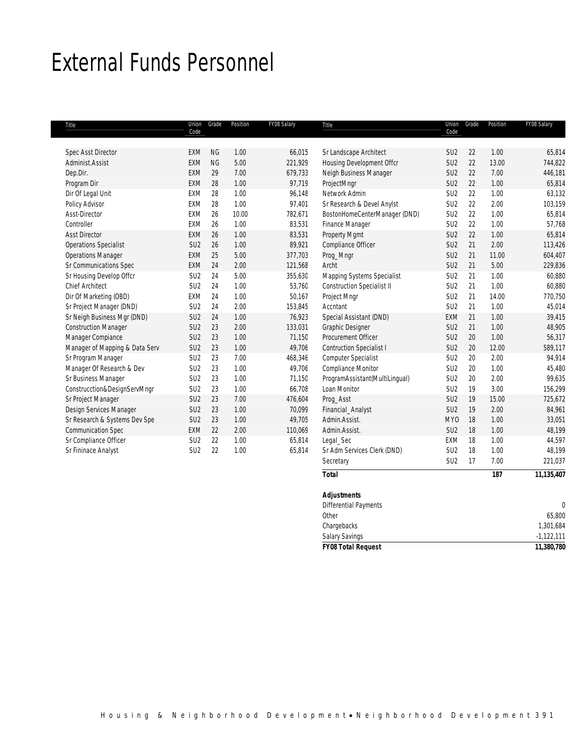# External Funds Personnel

| Title | Union Code | Grade | Position | FY08 Salary |
|---|---|---|---|---|
| Spec Asst Director | EXM | NG | 1.00 | 66,015 |
| Administ.Assist | EXM | NG | 5.00 | 221,929 |
| Dep.Dir. | EXM | 29 | 7.00 | 679,733 |
| Program Dir | EXM | 28 | 1.00 | 97,719 |
| Dir Of Legal Unit | EXM | 28 | 1.00 | 96,148 |
| Policy Advisor | EXM | 28 | 1.00 | 97,401 |
| Asst-Director | EXM | 26 | 10.00 | 782,671 |
| Controller | EXM | 26 | 1.00 | 83,531 |
| Asst Director | EXM | 26 | 1.00 | 83,531 |
| Operations Specialist | SU2 | 26 | 1.00 | 89,921 |
| Operations Manager | EXM | 25 | 5.00 | 377,703 |
| Sr Communications Spec | EXM | 24 | 2.00 | 121,568 |
| Sr Housing Develop Offcr | SU2 | 24 | 5.00 | 355,630 |
| Chief Architect | SU2 | 24 | 1.00 | 53,760 |
| Dir Of Marketing (OBD) | EXM | 24 | 1.00 | 50,167 |
| Sr Project Manager (DND) | SU2 | 24 | 2.00 | 153,845 |
| Sr Neigh Business Mgr (DND) | SU2 | 24 | 1.00 | 76,923 |
| Construction Manager | SU2 | 23 | 2.00 | 133,031 |
| Manager Compiance | SU2 | 23 | 1.00 | 71,150 |
| Manager of Mapping & Data Serv | SU2 | 23 | 1.00 | 49,706 |
| Sr Program Manager | SU2 | 23 | 7.00 | 468,346 |
| Manager Of Research & Dev | SU2 | 23 | 1.00 | 49,706 |
| Sr Business Manager | SU2 | 23 | 1.00 | 71,150 |
| Constructcion&DesignServMngr | SU2 | 23 | 1.00 | 66,708 |
| Sr Project Manager | SU2 | 23 | 7.00 | 476,604 |
| Design Services Manager | SU2 | 23 | 1.00 | 70,099 |
| Sr Research & Systems Dev Spe | SU2 | 23 | 1.00 | 49,705 |
| Communication Spec | EXM | 22 | 2.00 | 110,069 |
| Sr Compliance Officer | SU2 | 22 | 1.00 | 65,814 |
| Sr Fininace Analyst | SU2 | 22 | 1.00 | 65,814 |
| Sr Landscape Architect | SU2 | 22 | 1.00 | 65,814 |
| Housing Development Offcr | SU2 | 22 | 13.00 | 744,822 |
| Neigh Business Manager | SU2 | 22 | 7.00 | 446,181 |
| ProjectMngr | SU2 | 22 | 1.00 | 65,814 |
| Network Admin | SU2 | 22 | 1.00 | 63,132 |
| Sr Research & Devel Anylst | SU2 | 22 | 2.00 | 103,159 |
| BostonHomeCenterManager (DND) | SU2 | 22 | 1.00 | 65,814 |
| Finance Manager | SU2 | 22 | 1.00 | 57,768 |
| Property Mgmt | SU2 | 22 | 1.00 | 65,814 |
| Compliance Officer | SU2 | 21 | 2.00 | 113,426 |
| Prog_Mngr | SU2 | 21 | 11.00 | 604,407 |
| Archt | SU2 | 21 | 5.00 | 229,836 |
| Mapping Systems Specialist | SU2 | 21 | 1.00 | 60,880 |
| Construction Specialist II | SU2 | 21 | 1.00 | 60,880 |
| Project Mngr | SU2 | 21 | 14.00 | 770,750 |
| Accntant | SU2 | 21 | 1.00 | 45,014 |
| Special Assistant (DND) | EXM | 21 | 1.00 | 39,415 |
| Graphic Designer | SU2 | 21 | 1.00 | 48,905 |
| Procurement Officer | SU2 | 20 | 1.00 | 56,317 |
| Contruction Specialist I | SU2 | 20 | 12.00 | 589,117 |
| Computer Specialist | SU2 | 20 | 2.00 | 94,914 |
| Compliance Monitor | SU2 | 20 | 1.00 | 45,480 |
| ProgramAssistant(MultiLingual) | SU2 | 20 | 2.00 | 99,635 |
| Loan Monitor | SU2 | 19 | 3.00 | 156,299 |
| Prog_Asst | SU2 | 19 | 15.00 | 725,672 |
| Financial_Analyst | SU2 | 19 | 2.00 | 84,961 |
| Admin.Assist. | MYO | 18 | 1.00 | 33,051 |
| Admin.Assist. | SU2 | 18 | 1.00 | 48,199 |
| Legal_Sec | EXM | 18 | 1.00 | 44,597 |
| Sr Adm Services Clerk (DND) | SU2 | 18 | 1.00 | 48,199 |
| Secretary | SU2 | 17 | 7.00 | 221,037 |
| **Total** | | | **187** | **11,135,407** |

| **Adjustments** | |
|---|---|
| Differential Payments | 0 |
| Other | 65,800 |
| Chargebacks | 1,301,684 |
| Salary Savings | -1,122,111 |
| **FY08 Total Request** | **11,380,780** |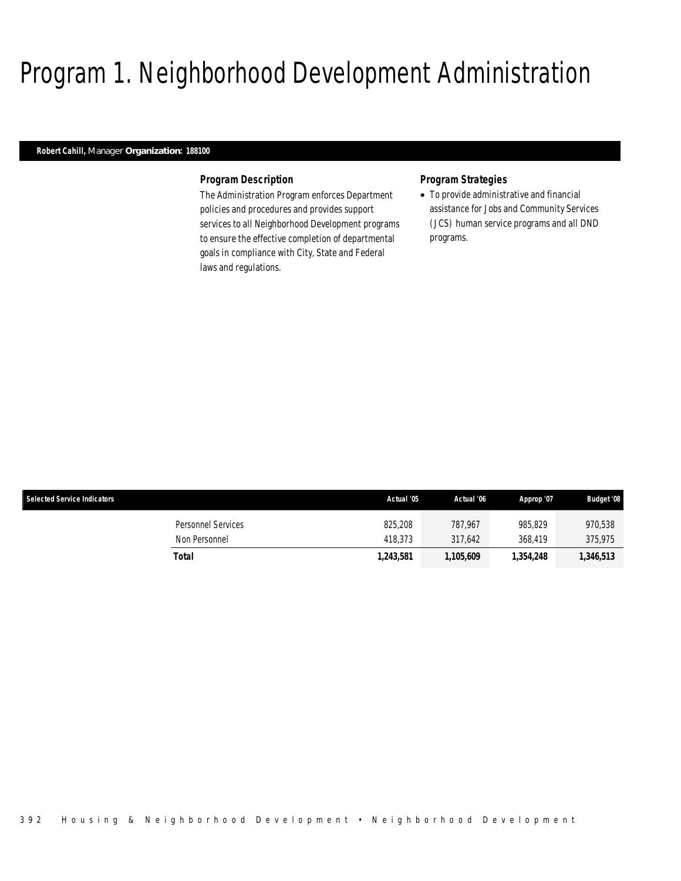# Program 1. Neighborhood Development Administration

**Robert Cahill,** Manager **Organization: 188100**

### *Program Description*

The Administration Program enforces Department policies and procedures and provides support services to all Neighborhood Development programs to ensure the effective completion of departmental goals in compliance with City, State and Federal laws and regulations.

### *Program Strategies*

- To provide administrative and financial assistance for Jobs and Community Services (JCS) human service programs and all DND programs.

| Selected Service Indicators | Actual '05 | Actual '06 | Approp '07 | Budget '08 |
|---|---|---|---|---|
| Personnel Services | 825,208 | 787,967 | 985,829 | 970,538 |
| Non Personnel | 418,373 | 317,642 | 368,419 | 375,975 |
| **Total** | **1,243,581** | **1,105,609** | **1,354,248** | **1,346,513** |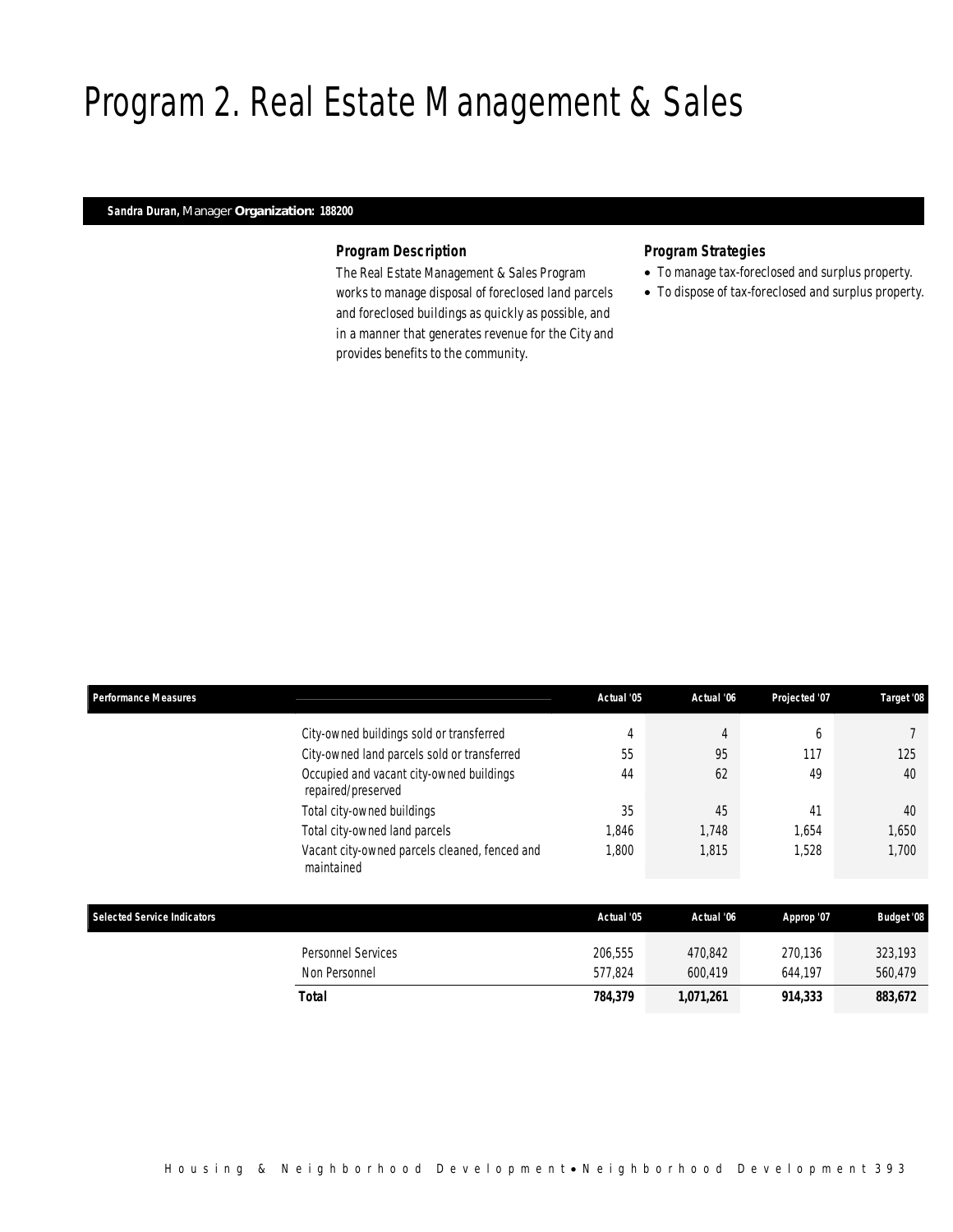# Program 2. Real Estate Management & Sales

**Sandra Duran,** Manager **Organization: 188200**

### *Program Description*

The Real Estate Management & Sales Program works to manage disposal of foreclosed land parcels and foreclosed buildings as quickly as possible, and in a manner that generates revenue for the City and provides benefits to the community.

### *Program Strategies*

- To manage tax-foreclosed and surplus property.
- To dispose of tax-foreclosed and surplus property.

| Performance Measures | Actual '05 | Actual '06 | Projected '07 | Target '08 |
|---|---|---|---|---|
| City-owned buildings sold or transferred | 4 | 4 | 6 | 7 |
| City-owned land parcels sold or transferred | 55 | 95 | 117 | 125 |
| Occupied and vacant city-owned buildings repaired/preserved | 44 | 62 | 49 | 40 |
| Total city-owned buildings | 35 | 45 | 41 | 40 |
| Total city-owned land parcels | 1,846 | 1,748 | 1,654 | 1,650 |
| Vacant city-owned parcels cleaned, fenced and maintained | 1,800 | 1,815 | 1,528 | 1,700 |

| Selected Service Indicators | Actual '05 | Actual '06 | Approp '07 | Budget '08 |
|---|---|---|---|---|
| Personnel Services | 206,555 | 470,842 | 270,136 | 323,193 |
| Non Personnel | 577,824 | 600,419 | 644,197 | 560,479 |
| **Total** | **784,379** | **1,071,261** | **914,333** | **883,672** |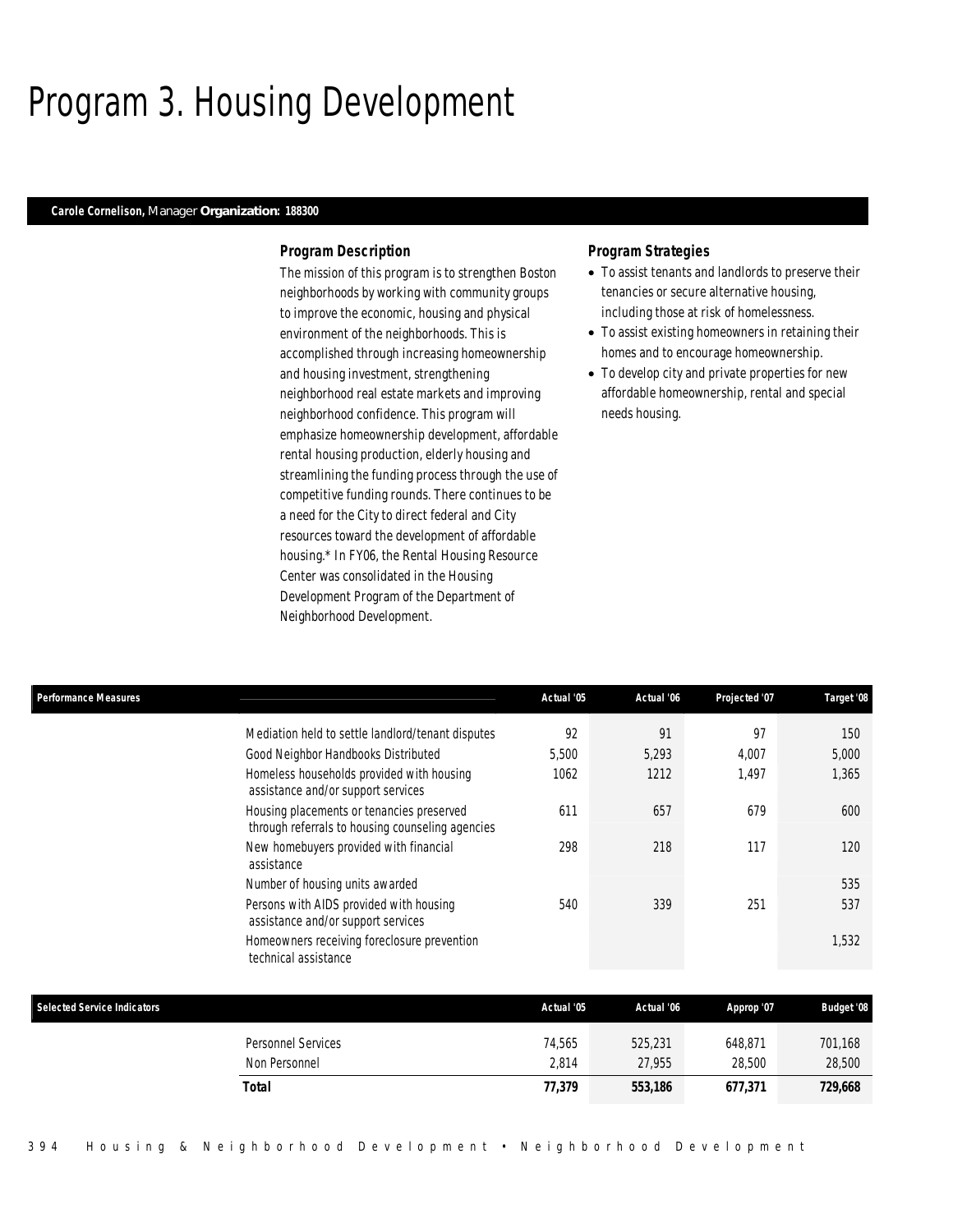# Program 3. Housing Development

**Carole Cornelison,** Manager **Organization: 188300**

### Program Description

The mission of this program is to strengthen Boston neighborhoods by working with community groups to improve the economic, housing and physical environment of the neighborhoods. This is accomplished through increasing homeownership and housing investment, strengthening neighborhood real estate markets and improving neighborhood confidence. This program will emphasize homeownership development, affordable rental housing production, elderly housing and streamlining the funding process through the use of competitive funding rounds. There continues to be a need for the City to direct federal and City resources toward the development of affordable housing.* In FY06, the Rental Housing Resource Center was consolidated in the Housing Development Program of the Department of Neighborhood Development.

### Program Strategies

- To assist tenants and landlords to preserve their tenancies or secure alternative housing, including those at risk of homelessness.
- To assist existing homeowners in retaining their homes and to encourage homeownership.
- To develop city and private properties for new affordable homeownership, rental and special needs housing.

| Performance Measures | Actual '05 | Actual '06 | Projected '07 | Target '08 |
|---|---|---|---|---|
| Mediation held to settle landlord/tenant disputes | 92 | 91 | 97 | 150 |
| Good Neighbor Handbooks Distributed | 5,500 | 5,293 | 4,007 | 5,000 |
| Homeless households provided with housing assistance and/or support services | 1062 | 1212 | 1,497 | 1,365 |
| Housing placements or tenancies preserved through referrals to housing counseling agencies | 611 | 657 | 679 | 600 |
| New homebuyers provided with financial assistance | 298 | 218 | 117 | 120 |
| Number of housing units awarded | | | | 535 |
| Persons with AIDS provided with housing assistance and/or support services | 540 | 339 | 251 | 537 |
| Homeowners receiving foreclosure prevention technical assistance | | | | 1,532 |

| Selected Service Indicators | Actual '05 | Actual '06 | Approp '07 | Budget '08 |
|---|---|---|---|---|
| Personnel Services | 74,565 | 525,231 | 648,871 | 701,168 |
| Non Personnel | 2,814 | 27,955 | 28,500 | 28,500 |
| **Total** | **77,379** | **553,186** | **677,371** | **729,668** |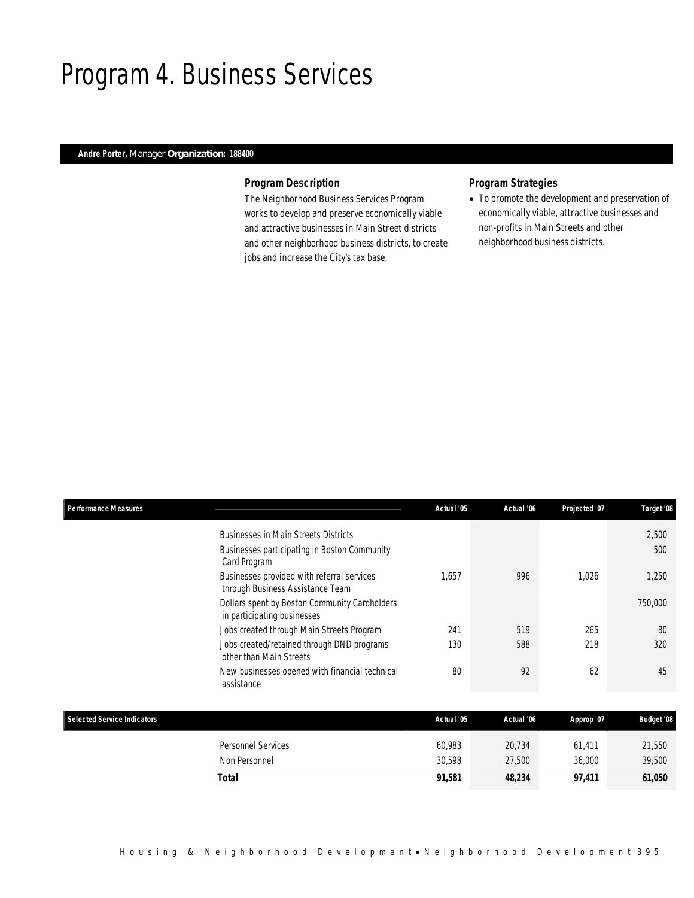# Program 4. Business Services

**Andre Porter,** Manager **Organization: 188400**

### Program Description

The Neighborhood Business Services Program works to develop and preserve economically viable and attractive businesses in Main Street districts and other neighborhood business districts, to create jobs and increase the City's tax base,

### Program Strategies

- To promote the development and preservation of economically viable, attractive businesses and non-profits in Main Streets and other neighborhood business districts.

| Performance Measures | Actual '05 | Actual '06 | Projected '07 | Target '08 |
|---|---|---|---|---|
| Businesses in Main Streets Districts | | | | 2,500 |
| Businesses participating in Boston Community Card Program | | | | 500 |
| Businesses provided with referral services through Business Assistance Team | 1,657 | 996 | 1,026 | 1,250 |
| Dollars spent by Boston Community Cardholders in participating businesses | | | | 750,000 |
| Jobs created through Main Streets Program | 241 | 519 | 265 | 80 |
| Jobs created/retained through DND programs other than Main Streets | 130 | 588 | 218 | 320 |
| New businesses opened with financial technical assistance | 80 | 92 | 62 | 45 |

| Selected Service Indicators | Actual '05 | Actual '06 | Approp '07 | Budget '08 |
|---|---|---|---|---|
| Personnel Services | 60,983 | 20,734 | 61,411 | 21,550 |
| Non Personnel | 30,598 | 27,500 | 36,000 | 39,500 |
| **Total** | **91,581** | **48,234** | **97,411** | **61,050** |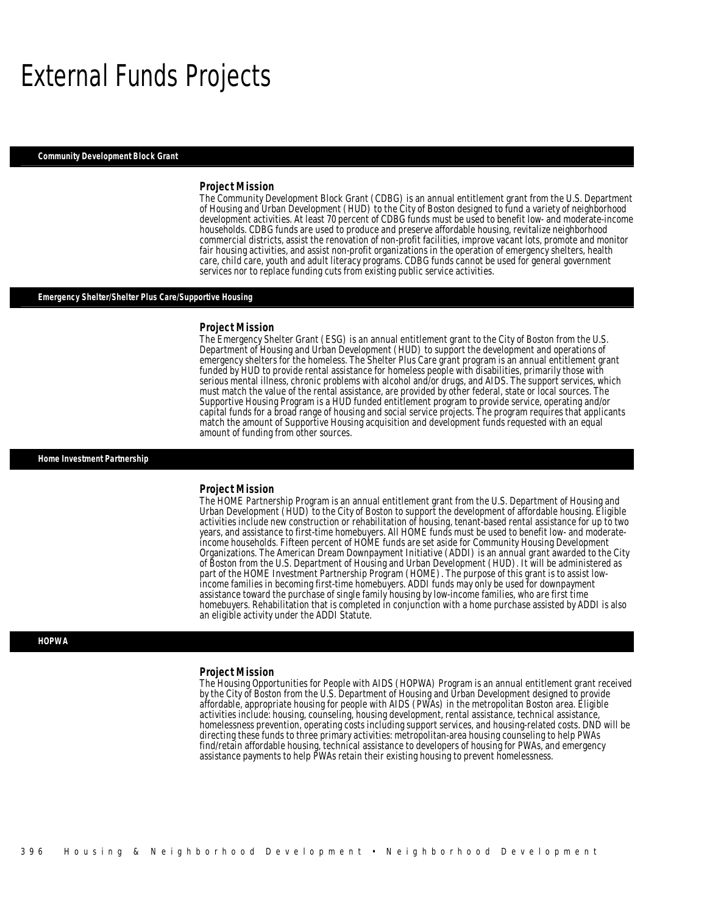# External Funds Projects

## Community Development Block Grant

### Project Mission

The Community Development Block Grant (CDBG) is an annual entitlement grant from the U.S. Department of Housing and Urban Development (HUD) to the City of Boston designed to fund a variety of neighborhood development activities. At least 70 percent of CDBG funds must be used to benefit low- and moderate-income households. CDBG funds are used to produce and preserve affordable housing, revitalize neighborhood commercial districts, assist the renovation of non-profit facilities, improve vacant lots, promote and monitor fair housing activities, and assist non-profit organizations in the operation of emergency shelters, health care, child care, youth and adult literacy programs. CDBG funds cannot be used for general government services nor to replace funding cuts from existing public service activities.

## Emergency Shelter/Shelter Plus Care/Supportive Housing

### Project Mission

The Emergency Shelter Grant (ESG) is an annual entitlement grant to the City of Boston from the U.S. Department of Housing and Urban Development (HUD) to support the development and operations of emergency shelters for the homeless. The Shelter Plus Care grant program is an annual entitlement grant funded by HUD to provide rental assistance for homeless people with disabilities, primarily those with serious mental illness, chronic problems with alcohol and/or drugs, and AIDS. The support services, which must match the value of the rental assistance, are provided by other federal, state or local sources. The Supportive Housing Program is a HUD funded entitlement program to provide service, operating and/or capital funds for a broad range of housing and social service projects. The program requires that applicants match the amount of Supportive Housing acquisition and development funds requested with an equal amount of funding from other sources.

## Home Investment Partnership

### Project Mission

The HOME Partnership Program is an annual entitlement grant from the U.S. Department of Housing and Urban Development (HUD) to the City of Boston to support the development of affordable housing. Eligible activities include new construction or rehabilitation of housing, tenant-based rental assistance for up to two years, and assistance to first-time homebuyers. All HOME funds must be used to benefit low- and moderate-income households. Fifteen percent of HOME funds are set aside for Community Housing Development Organizations. The American Dream Downpayment Initiative (ADDI) is an annual grant awarded to the City of Boston from the U.S. Department of Housing and Urban Development (HUD). It will be administered as part of the HOME Investment Partnership Program (HOME). The purpose of this grant is to assist low-income families in becoming first-time homebuyers. ADDI funds may only be used for downpayment assistance toward the purchase of single family housing by low-income families, who are first time homebuyers. Rehabilitation that is completed in conjunction with a home purchase assisted by ADDI is also an eligible activity under the ADDI Statute.

## HOPWA

### Project Mission

The Housing Opportunities for People with AIDS (HOPWA) Program is an annual entitlement grant received by the City of Boston from the U.S. Department of Housing and Urban Development designed to provide affordable, appropriate housing for people with AIDS (PWAs) in the metropolitan Boston area. Eligible activities include: housing, counseling, housing development, rental assistance, technical assistance, homelessness prevention, operating costs including support services, and housing-related costs. DND will be directing these funds to three primary activities: metropolitan-area housing counseling to help PWAs find/retain affordable housing, technical assistance to developers of housing for PWAs, and emergency assistance payments to help PWAs retain their existing housing to prevent homelessness.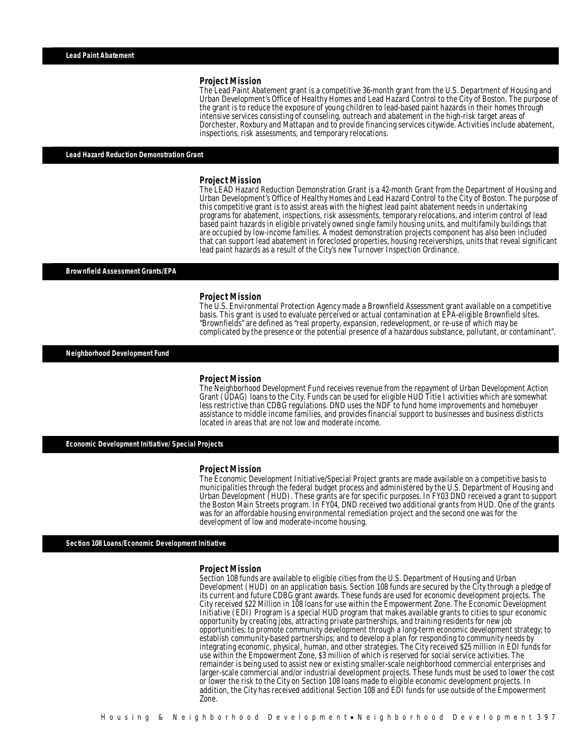## Lead Paint Abatement

### Project Mission

The Lead Paint Abatement grant is a competitive 36-month grant from the U.S. Department of Housing and Urban Development's Office of Healthy Homes and Lead Hazard Control to the City of Boston. The purpose of the grant is to reduce the exposure of young children to lead-based paint hazards in their homes through intensive services consisting of counseling, outreach and abatement in the high-risk target areas of Dorchester, Roxbury and Mattapan and to provide financing services citywide. Activities include abatement, inspections, risk assessments, and temporary relocations.

## Lead Hazard Reduction Demonstration Grant

### Project Mission

The LEAD Hazard Reduction Demonstration Grant is a 42-month Grant from the Department of Housing and Urban Development's Office of Healthy Homes and Lead Hazard Control to the City of Boston. The purpose of this competitive grant is to assist areas with the highest lead paint abatement needs in undertaking programs for abatement, inspections, risk assessments, temporary relocations, and interim control of lead based paint hazards in eligible privately owned single family housing units, and multifamily buildings that are occupied by low-income families. A modest demonstration projects component has also been included that can support lead abatement in foreclosed properties, housing receiverships, units that reveal significant lead paint hazards as a result of the City's new Turnover Inspection Ordinance.

## Brownfield Assessment Grants/EPA

### Project Mission

The U.S. Environmental Protection Agency made a Brownfield Assessment grant available on a competitive basis. This grant is used to evaluate perceived or actual contamination at EPA-eligible Brownfield sites. "Brownfields" are defined as "real property, expansion, redevelopment, or re-use of which may be complicated by the presence or the potential presence of a hazardous substance, pollutant, or contaminant".

## Neighborhood Development Fund

### Project Mission

The Neighborhood Development Fund receives revenue from the repayment of Urban Development Action Grant (UDAG) loans to the City. Funds can be used for eligible HUD Title I activities which are somewhat less restrictive than CDBG regulations. DND uses the NDF to fund home improvements and homebuyer assistance to middle income families, and provides financial support to businesses and business districts located in areas that are not low and moderate income.

## Economic Development Initiative/ Special Projects

### Project Mission

The Economic Development Initiative/Special Project grants are made available on a competitive basis to municipalities through the federal budget process and administered by the U.S. Department of Housing and Urban Development (HUD). These grants are for specific purposes. In FY03 DND received a grant to support the Boston Main Streets program. In FY04, DND received two additional grants from HUD. One of the grants was for an affordable housing environmental remediation project and the second one was for the development of low and moderate-income housing.

## Section 108 Loans/Economic Development Initiative

### Project Mission

Section 108 funds are available to eligible cities from the U.S. Department of Housing and Urban Development (HUD) on an application basis. Section 108 funds are secured by the City through a pledge of its current and future CDBG grant awards. These funds are used for economic development projects. The City received $22 Million in 108 loans for use within the Empowerment Zone. The Economic Development Initiative (EDI) Program is a special HUD program that makes available grants to cities to spur economic opportunity by creating jobs, attracting private partnerships, and training residents for new job opportunities; to promote community development through a long-term economic development strategy; to establish community-based partnerships; and to develop a plan for responding to community needs by integrating economic, physical, human, and other strategies. The City received $25 million in EDI funds for use within the Empowerment Zone, $3 million of which is reserved for social service activities. The remainder is being used to assist new or existing smaller-scale neighborhood commercial enterprises and larger-scale commercial and/or industrial development projects. These funds must be used to lower the cost or lower the risk to the City on Section 108 loans made to eligible economic development projects. In addition, the City has received additional Section 108 and EDI funds for use outside of the Empowerment Zone.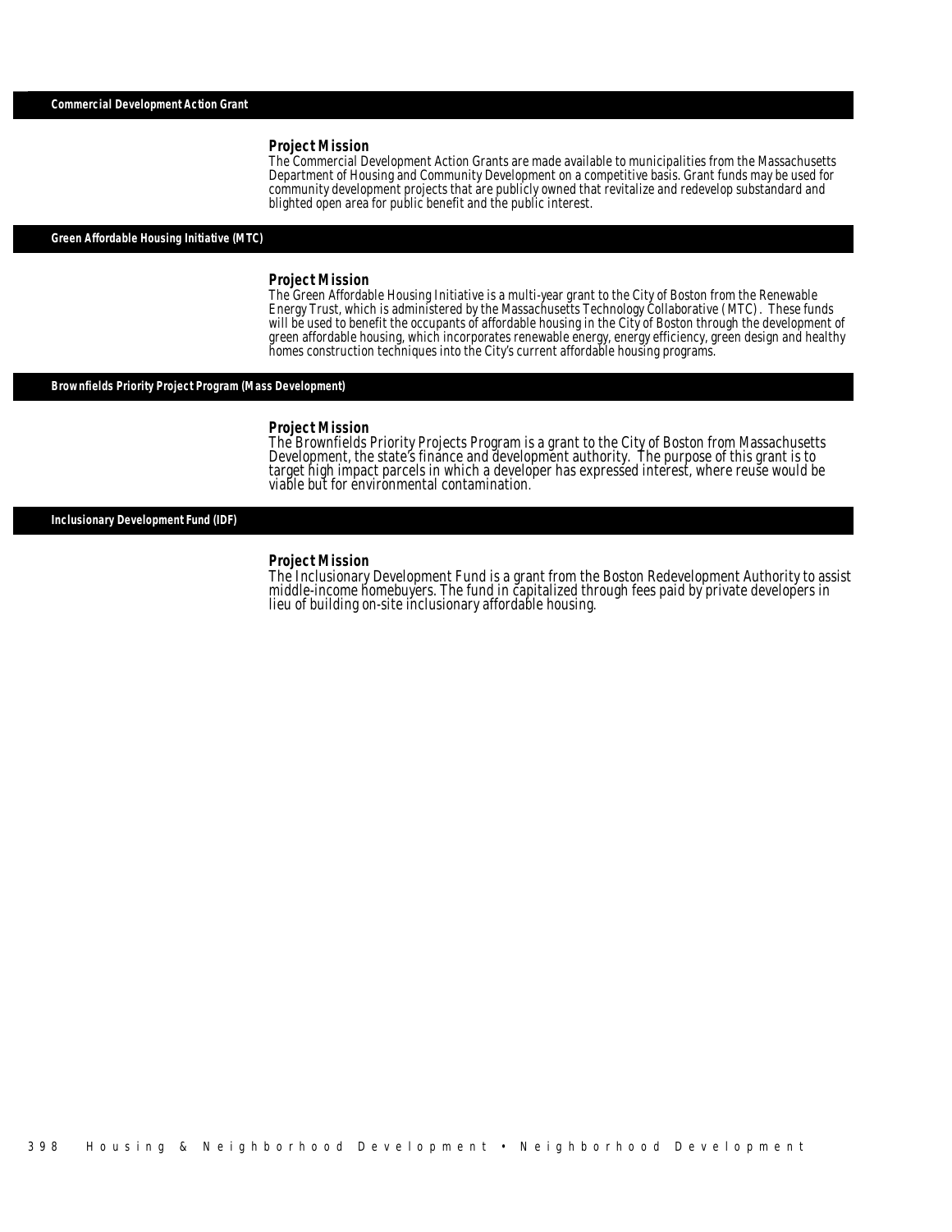## Commercial Development Action Grant

### Project Mission

The Commercial Development Action Grants are made available to municipalities from the Massachusetts Department of Housing and Community Development on a competitive basis. Grant funds may be used for community development projects that are publicly owned that revitalize and redevelop substandard and blighted open area for public benefit and the public interest.

## Green Affordable Housing Initiative (MTC)

### Project Mission

The Green Affordable Housing Initiative is a multi-year grant to the City of Boston from the Renewable Energy Trust, which is administered by the Massachusetts Technology Collaborative (MTC). These funds will be used to benefit the occupants of affordable housing in the City of Boston through the development of green affordable housing, which incorporates renewable energy, energy efficiency, green design and healthy homes construction techniques into the City's current affordable housing programs.

## Brownfields Priority Project Program (Mass Development)

### Project Mission

The Brownfields Priority Projects Program is a grant to the City of Boston from Massachusetts Development, the state's finance and development authority. The purpose of this grant is to target high impact parcels in which a developer has expressed interest, where reuse would be viable but for environmental contamination.

## Inclusionary Development Fund (IDF)

### Project Mission

The Inclusionary Development Fund is a grant from the Boston Redevelopment Authority to assist middle-income homebuyers. The fund in capitalized through fees paid by private developers in lieu of building on-site inclusionary affordable housing.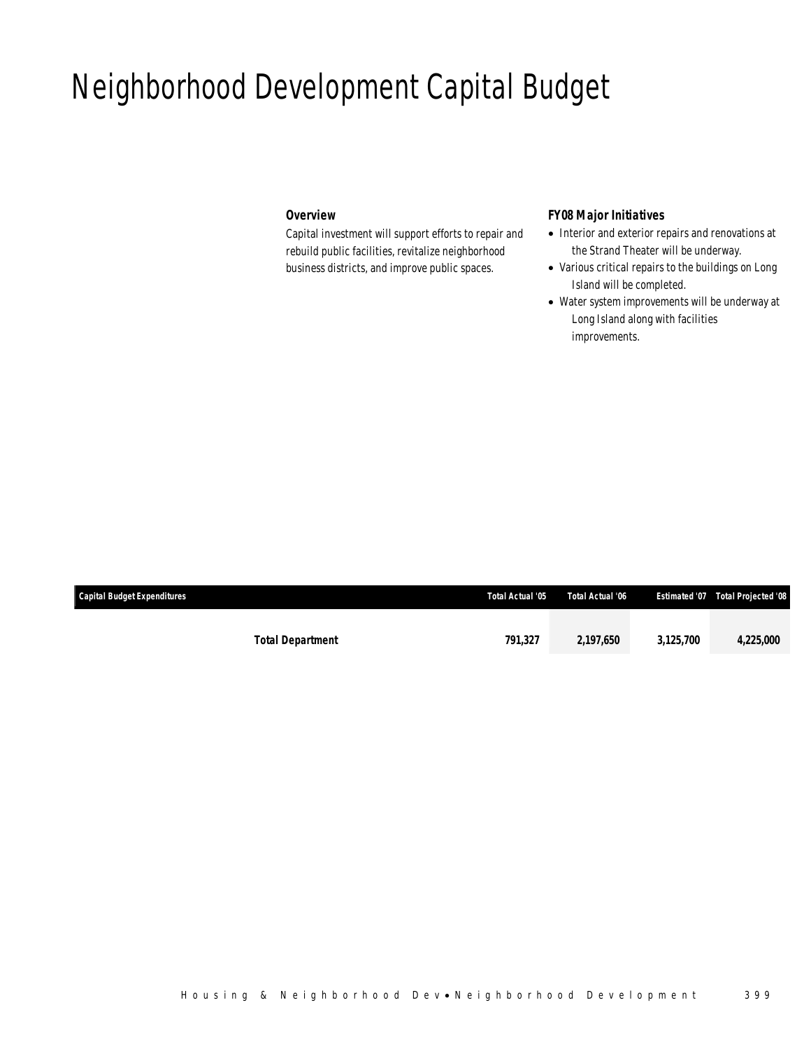# Neighborhood Development Capital Budget

***Overview***

*Capital investment will support efforts to repair and rebuild public facilities, revitalize neighborhood business districts, and improve public spaces.*

***FY08 Major Initiatives***

- *Interior and exterior repairs and renovations at the Strand Theater will be underway.*
- *Various critical repairs to the buildings on Long Island will be completed.*
- *Water system improvements will be underway at Long Island along with facilities improvements.*

| Capital Budget Expenditures | Total Actual '05 | Total Actual '06 | Estimated '07 | Total Projected '08 |
|---|---|---|---|---|
| **Total Department** | **791,327** | **2,197,650** | **3,125,700** | **4,225,000** |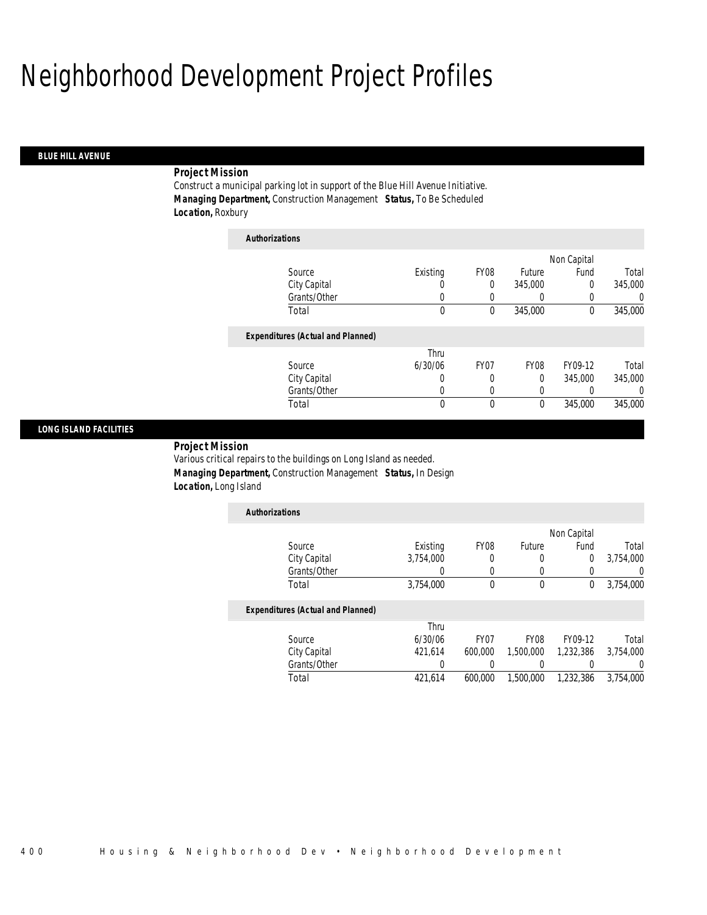# Neighborhood Development Project Profiles

## BLUE HILL AVENUE

**Project Mission**

Construct a municipal parking lot in support of the Blue Hill Avenue Initiative.

**Managing Department,** Construction Management **Status,** To Be Scheduled

**Location,** Roxbury

**Authorizations**

| Source | Existing | FY08 | Future | Non Capital Fund | Total |
|---|---|---|---|---|---|
| City Capital | 0 | 0 | 345,000 | 0 | 345,000 |
| Grants/Other | 0 | 0 | 0 | 0 | 0 |
| Total | 0 | 0 | 345,000 | 0 | 345,000 |

**Expenditures (Actual and Planned)**

| Source | Thru 6/30/06 | FY07 | FY08 | FY09-12 | Total |
|---|---|---|---|---|---|
| City Capital | 0 | 0 | 0 | 345,000 | 345,000 |
| Grants/Other | 0 | 0 | 0 | 0 | 0 |
| Total | 0 | 0 | 0 | 345,000 | 345,000 |

## LONG ISLAND FACILITIES

**Project Mission**

Various critical repairs to the buildings on Long Island as needed.

**Managing Department,** Construction Management **Status,** In Design

**Location,** Long Island

**Authorizations**

| Source | Existing | FY08 | Future | Non Capital Fund | Total |
|---|---|---|---|---|---|
| City Capital | 3,754,000 | 0 | 0 | 0 | 3,754,000 |
| Grants/Other | 0 | 0 | 0 | 0 | 0 |
| Total | 3,754,000 | 0 | 0 | 0 | 3,754,000 |

**Expenditures (Actual and Planned)**

| Source | Thru 6/30/06 | FY07 | FY08 | FY09-12 | Total |
|---|---|---|---|---|---|
| City Capital | 421,614 | 600,000 | 1,500,000 | 1,232,386 | 3,754,000 |
| Grants/Other | 0 | 0 | 0 | 0 | 0 |
| Total | 421,614 | 600,000 | 1,500,000 | 1,232,386 | 3,754,000 |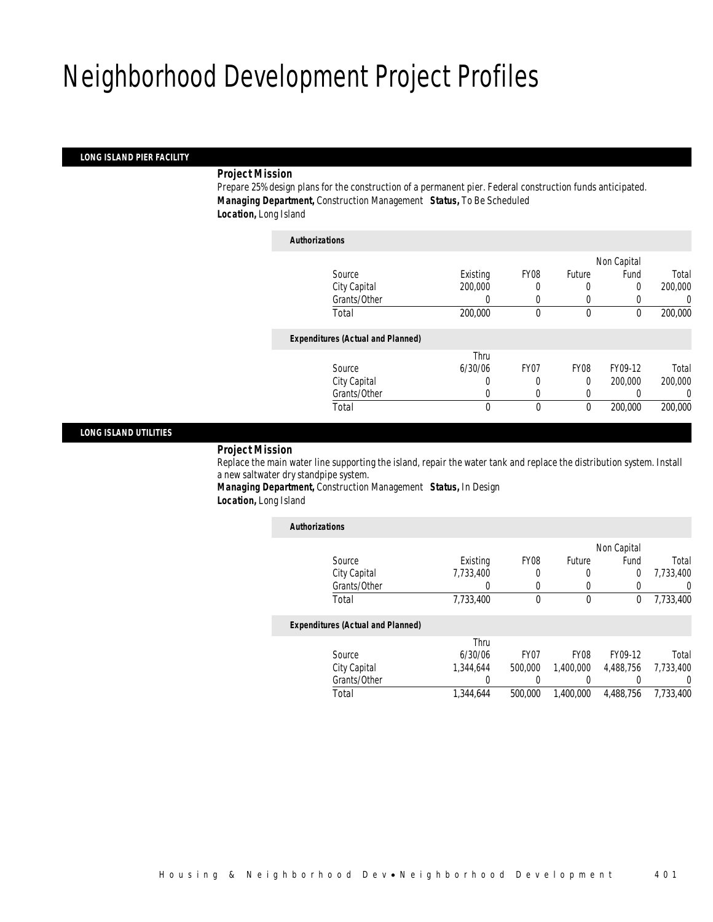# Neighborhood Development Project Profiles

## LONG ISLAND PIER FACILITY

***Project Mission***

Prepare 25% design plans for the construction of a permanent pier. Federal construction funds anticipated.

***Managing Department,*** Construction Management ***Status,*** To Be Scheduled

***Location,*** Long Island

***Authorizations***

| Source | Existing | FY08 | Future | Non Capital Fund | Total |
|---|---|---|---|---|---|
| City Capital | 200,000 | 0 | 0 | 0 | 200,000 |
| Grants/Other | 0 | 0 | 0 | 0 | 0 |
| Total | 200,000 | 0 | 0 | 0 | 200,000 |

***Expenditures (Actual and Planned)***

| Source | Thru 6/30/06 | FY07 | FY08 | FY09-12 | Total |
|---|---|---|---|---|---|
| City Capital | 0 | 0 | 0 | 200,000 | 200,000 |
| Grants/Other | 0 | 0 | 0 | 0 | 0 |
| Total | 0 | 0 | 0 | 200,000 | 200,000 |

## LONG ISLAND UTILITIES

***Project Mission***

Replace the main water line supporting the island, repair the water tank and replace the distribution system. Install a new saltwater dry standpipe system.

***Managing Department,*** Construction Management ***Status,*** In Design

***Location,*** Long Island

***Authorizations***

| Source | Existing | FY08 | Future | Non Capital Fund | Total |
|---|---|---|---|---|---|
| City Capital | 7,733,400 | 0 | 0 | 0 | 7,733,400 |
| Grants/Other | 0 | 0 | 0 | 0 | 0 |
| Total | 7,733,400 | 0 | 0 | 0 | 7,733,400 |

***Expenditures (Actual and Planned)***

| Source | Thru 6/30/06 | FY07 | FY08 | FY09-12 | Total |
|---|---|---|---|---|---|
| City Capital | 1,344,644 | 500,000 | 1,400,000 | 4,488,756 | 7,733,400 |
| Grants/Other | 0 | 0 | 0 | 0 | 0 |
| Total | 1,344,644 | 500,000 | 1,400,000 | 4,488,756 | 7,733,400 |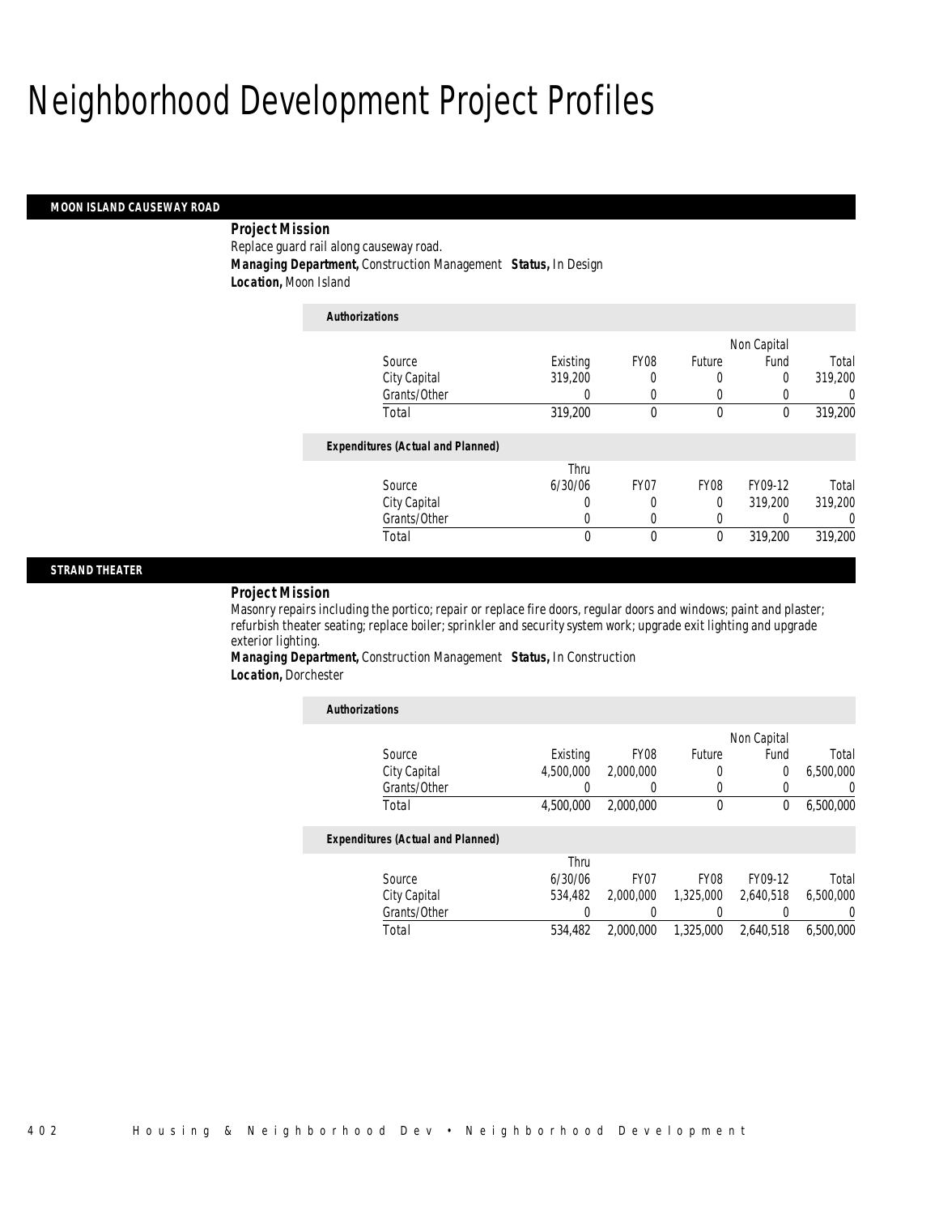# Neighborhood Development Project Profiles

## MOON ISLAND CAUSEWAY ROAD

***Project Mission***

Replace guard rail along causeway road.

***Managing Department,*** Construction Management ***Status,*** In Design

***Location,*** Moon Island

***Authorizations***

| Source | Existing | FY08 | Future | Non Capital Fund | Total |
|---|---|---|---|---|---|
| City Capital | 319,200 | 0 | 0 | 0 | 319,200 |
| Grants/Other | 0 | 0 | 0 | 0 | 0 |
| Total | 319,200 | 0 | 0 | 0 | 319,200 |

***Expenditures (Actual and Planned)***

| Source | Thru 6/30/06 | FY07 | FY08 | FY09-12 | Total |
|---|---|---|---|---|---|
| City Capital | 0 | 0 | 0 | 319,200 | 319,200 |
| Grants/Other | 0 | 0 | 0 | 0 | 0 |
| Total | 0 | 0 | 0 | 319,200 | 319,200 |

## STRAND THEATER

***Project Mission***

Masonry repairs including the portico; repair or replace fire doors, regular doors and windows; paint and plaster; refurbish theater seating; replace boiler; sprinkler and security system work; upgrade exit lighting and upgrade exterior lighting.

***Managing Department,*** Construction Management ***Status,*** In Construction

***Location,*** Dorchester

***Authorizations***

| Source | Existing | FY08 | Future | Non Capital Fund | Total |
|---|---|---|---|---|---|
| City Capital | 4,500,000 | 2,000,000 | 0 | 0 | 6,500,000 |
| Grants/Other | 0 | 0 | 0 | 0 | 0 |
| Total | 4,500,000 | 2,000,000 | 0 | 0 | 6,500,000 |

***Expenditures (Actual and Planned)***

| Source | Thru 6/30/06 | FY07 | FY08 | FY09-12 | Total |
|---|---|---|---|---|---|
| City Capital | 534,482 | 2,000,000 | 1,325,000 | 2,640,518 | 6,500,000 |
| Grants/Other | 0 | 0 | 0 | 0 | 0 |
| Total | 534,482 | 2,000,000 | 1,325,000 | 2,640,518 | 6,500,000 |